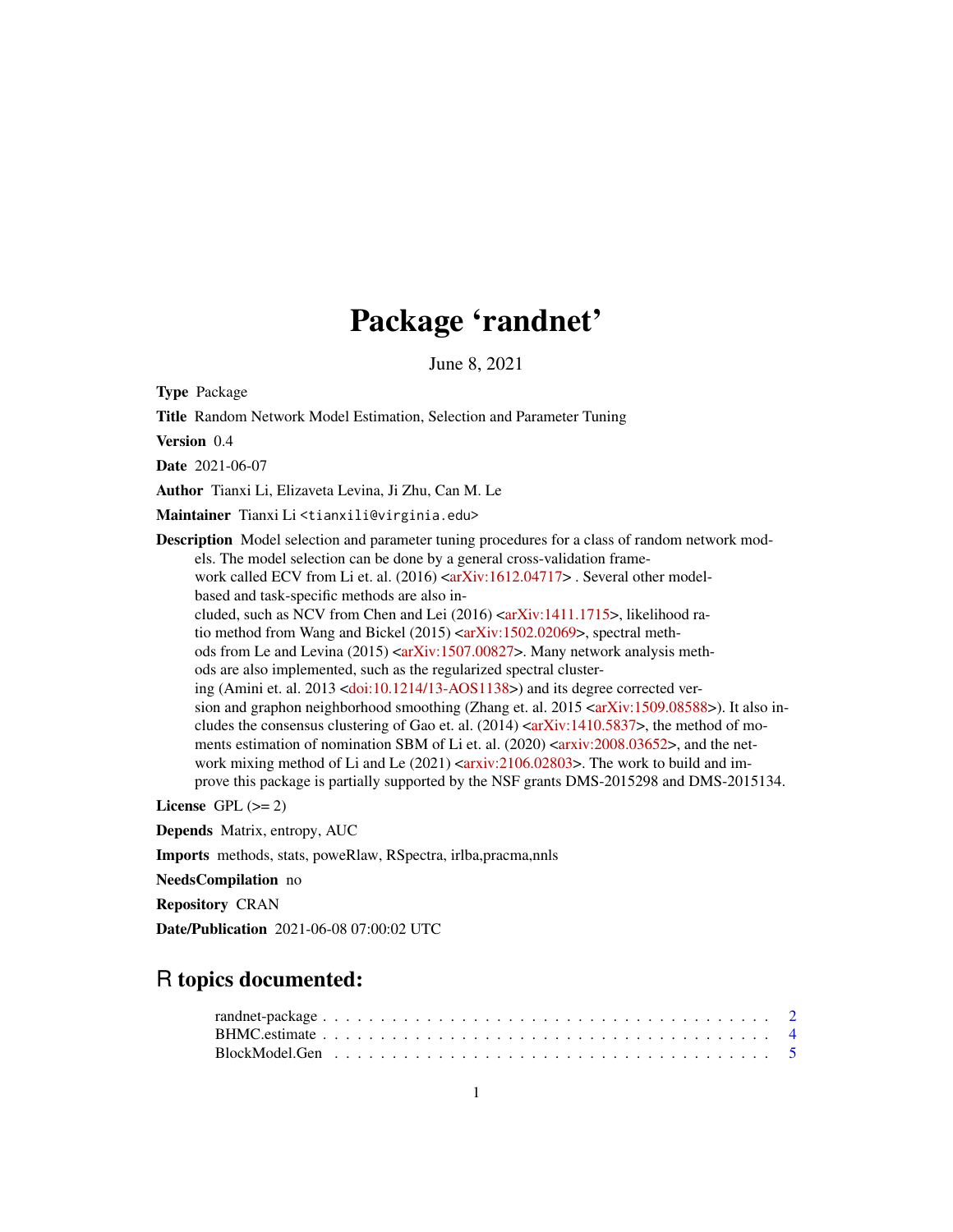# Package 'randnet'

June 8, 2021

**Type** Package

**Title** Random Network Model Estimation, Selection and Parameter Tuning

**Version** 0.4

**Date** 2021-06-07

**Author** Tianxi Li, Elizaveta Levina, Ji Zhu, Can M. Le

**Maintainer** Tianxi Li <tianxili@virginia.edu>

**Description** Model selection and parameter tuning procedures for a class of random network models. The model selection can be done by a general cross-validation framework called ECV from Li et. al. (2016) <arXiv:1612.04717> . Several other model-based and task-specific methods are also included, such as NCV from Chen and Lei (2016) <arXiv:1411.1715>, likelihood ratio method from Wang and Bickel (2015) <arXiv:1502.02069>, spectral methods from Le and Levina (2015) <arXiv:1507.00827>. Many network analysis methods are also implemented, such as the regularized spectral clustering (Amini et. al. 2013 <doi:10.1214/13-AOS1138>) and its degree corrected version and graphon neighborhood smoothing (Zhang et. al. 2015 <arXiv:1509.08588>). It also includes the consensus clustering of Gao et. al. (2014) <arXiv:1410.5837>, the method of moments estimation of nomination SBM of Li et. al. (2020) <arxiv:2008.03652>, and the network mixing method of Li and Le (2021) <arxiv:2106.02803>. The work to build and improve this package is partially supported by the NSF grants DMS-2015298 and DMS-2015134.

**License** GPL (>= 2)

**Depends** Matrix, entropy, AUC

**Imports** methods, stats, poweRlaw, RSpectra, irlba,pracma,nnls

**NeedsCompilation** no

**Repository** CRAN

**Date/Publication** 2021-06-08 07:00:02 UTC

## R topics documented:

randnet-package . . . . . . . . . . . . . . . . . . . . . . . . . . . . . . . . . . . . . . . 2
BHMC.estimate . . . . . . . . . . . . . . . . . . . . . . . . . . . . . . . . . . . . . . . 4
BlockModel.Gen . . . . . . . . . . . . . . . . . . . . . . . . . . . . . . . . . . . . . . 5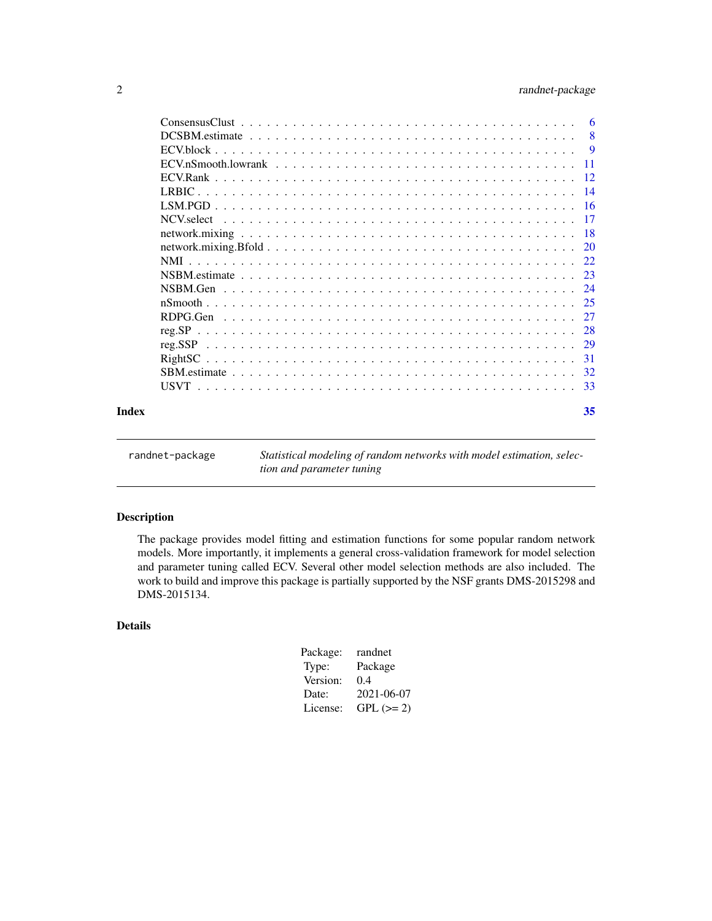ConsensusClust . . . . . . . . . . . . . . . . . . . . . . . . . . . . . . . . . . 6
DCSBM.estimate . . . . . . . . . . . . . . . . . . . . . . . . . . . . . . . . . 8
ECV.block . . . . . . . . . . . . . . . . . . . . . . . . . . . . . . . . . . . . 9
ECV.nSmooth.lowrank . . . . . . . . . . . . . . . . . . . . . . . . . . . . . . 11
ECV.Rank . . . . . . . . . . . . . . . . . . . . . . . . . . . . . . . . . . . . 12
LRBIC . . . . . . . . . . . . . . . . . . . . . . . . . . . . . . . . . . . . . . 14
LSM.PGD . . . . . . . . . . . . . . . . . . . . . . . . . . . . . . . . . . . . 16
NCV.select . . . . . . . . . . . . . . . . . . . . . . . . . . . . . . . . . . . 17
network.mixing . . . . . . . . . . . . . . . . . . . . . . . . . . . . . . . . . 18
network.mixing.Bfold . . . . . . . . . . . . . . . . . . . . . . . . . . . . . . 20
NMI . . . . . . . . . . . . . . . . . . . . . . . . . . . . . . . . . . . . . . . 22
NSBM.estimate . . . . . . . . . . . . . . . . . . . . . . . . . . . . . . . . . 23
NSBM.Gen . . . . . . . . . . . . . . . . . . . . . . . . . . . . . . . . . . . . 24
nSmooth . . . . . . . . . . . . . . . . . . . . . . . . . . . . . . . . . . . . . 25
RDPG.Gen . . . . . . . . . . . . . . . . . . . . . . . . . . . . . . . . . . . . 27
reg.SP . . . . . . . . . . . . . . . . . . . . . . . . . . . . . . . . . . . . . . 28
reg.SSP . . . . . . . . . . . . . . . . . . . . . . . . . . . . . . . . . . . . . 29
RightSC . . . . . . . . . . . . . . . . . . . . . . . . . . . . . . . . . . . . . 31
SBM.estimate . . . . . . . . . . . . . . . . . . . . . . . . . . . . . . . . . . 32
USVT . . . . . . . . . . . . . . . . . . . . . . . . . . . . . . . . . . . . . . . 33

**Index** **35**

---

randnet-package *Statistical modeling of random networks with model estimation, selection and parameter tuning*

---

## Description

The package provides model fitting and estimation functions for some popular random network models. More importantly, it implements a general cross-validation framework for model selection and parameter tuning called ECV. Several other model selection methods are also included. The work to build and improve this package is partially supported by the NSF grants DMS-2015298 and DMS-2015134.

## Details

| | |
|---|---|
| Package: | randnet |
| Type: | Package |
| Version: | 0.4 |
| Date: | 2021-06-07 |
| License: | GPL (>= 2) |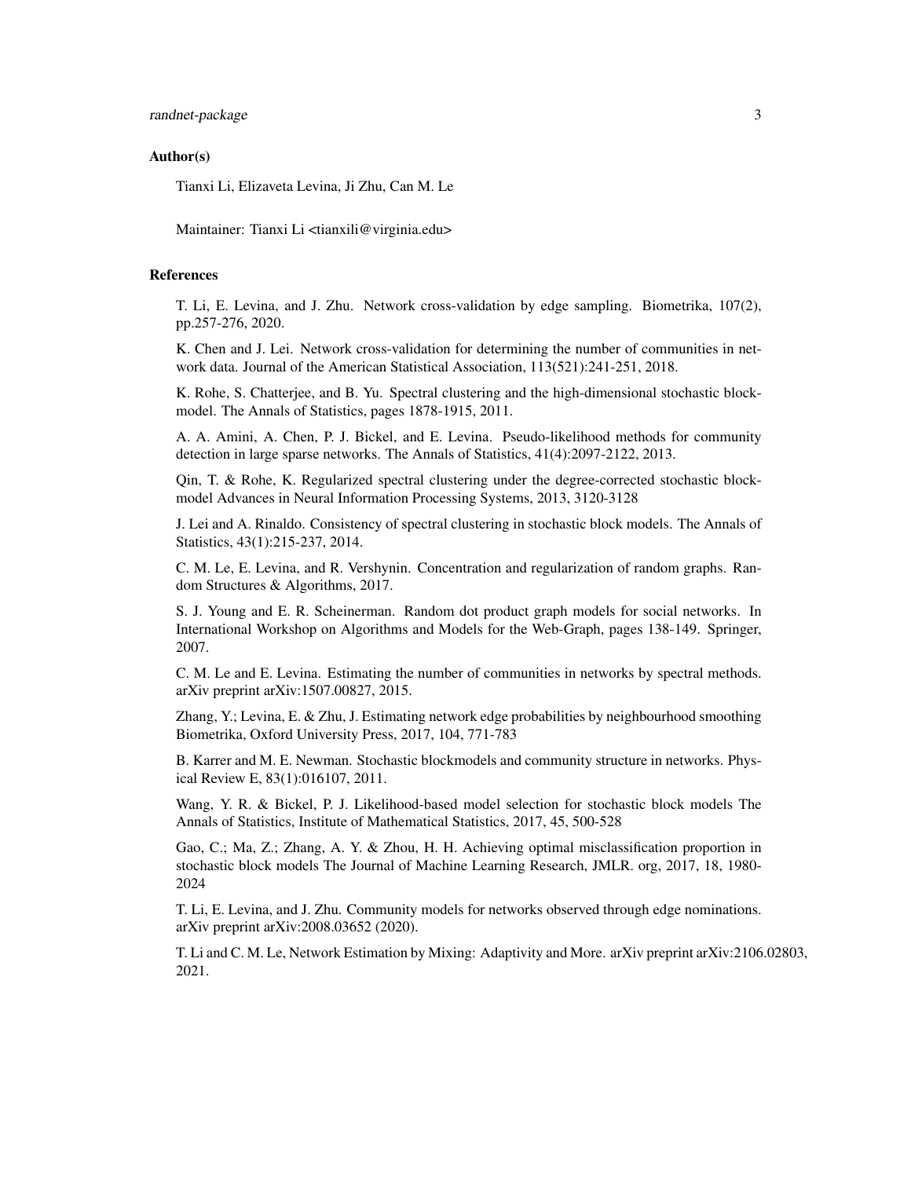## Author(s)

Tianxi Li, Elizaveta Levina, Ji Zhu, Can M. Le

Maintainer: Tianxi Li <tianxili@virginia.edu>

## References

T. Li, E. Levina, and J. Zhu. Network cross-validation by edge sampling. Biometrika, 107(2), pp.257-276, 2020.

K. Chen and J. Lei. Network cross-validation for determining the number of communities in network data. Journal of the American Statistical Association, 113(521):241-251, 2018.

K. Rohe, S. Chatterjee, and B. Yu. Spectral clustering and the high-dimensional stochastic blockmodel. The Annals of Statistics, pages 1878-1915, 2011.

A. A. Amini, A. Chen, P. J. Bickel, and E. Levina. Pseudo-likelihood methods for community detection in large sparse networks. The Annals of Statistics, 41(4):2097-2122, 2013.

Qin, T. & Rohe, K. Regularized spectral clustering under the degree-corrected stochastic blockmodel Advances in Neural Information Processing Systems, 2013, 3120-3128

J. Lei and A. Rinaldo. Consistency of spectral clustering in stochastic block models. The Annals of Statistics, 43(1):215-237, 2014.

C. M. Le, E. Levina, and R. Vershynin. Concentration and regularization of random graphs. Random Structures & Algorithms, 2017.

S. J. Young and E. R. Scheinerman. Random dot product graph models for social networks. In International Workshop on Algorithms and Models for the Web-Graph, pages 138-149. Springer, 2007.

C. M. Le and E. Levina. Estimating the number of communities in networks by spectral methods. arXiv preprint arXiv:1507.00827, 2015.

Zhang, Y.; Levina, E. & Zhu, J. Estimating network edge probabilities by neighbourhood smoothing Biometrika, Oxford University Press, 2017, 104, 771-783

B. Karrer and M. E. Newman. Stochastic blockmodels and community structure in networks. Physical Review E, 83(1):016107, 2011.

Wang, Y. R. & Bickel, P. J. Likelihood-based model selection for stochastic block models The Annals of Statistics, Institute of Mathematical Statistics, 2017, 45, 500-528

Gao, C.; Ma, Z.; Zhang, A. Y. & Zhou, H. H. Achieving optimal misclassification proportion in stochastic block models The Journal of Machine Learning Research, JMLR. org, 2017, 18, 1980-2024

T. Li, E. Levina, and J. Zhu. Community models for networks observed through edge nominations. arXiv preprint arXiv:2008.03652 (2020).

T. Li and C. M. Le, Network Estimation by Mixing: Adaptivity and More. arXiv preprint arXiv:2106.02803, 2021.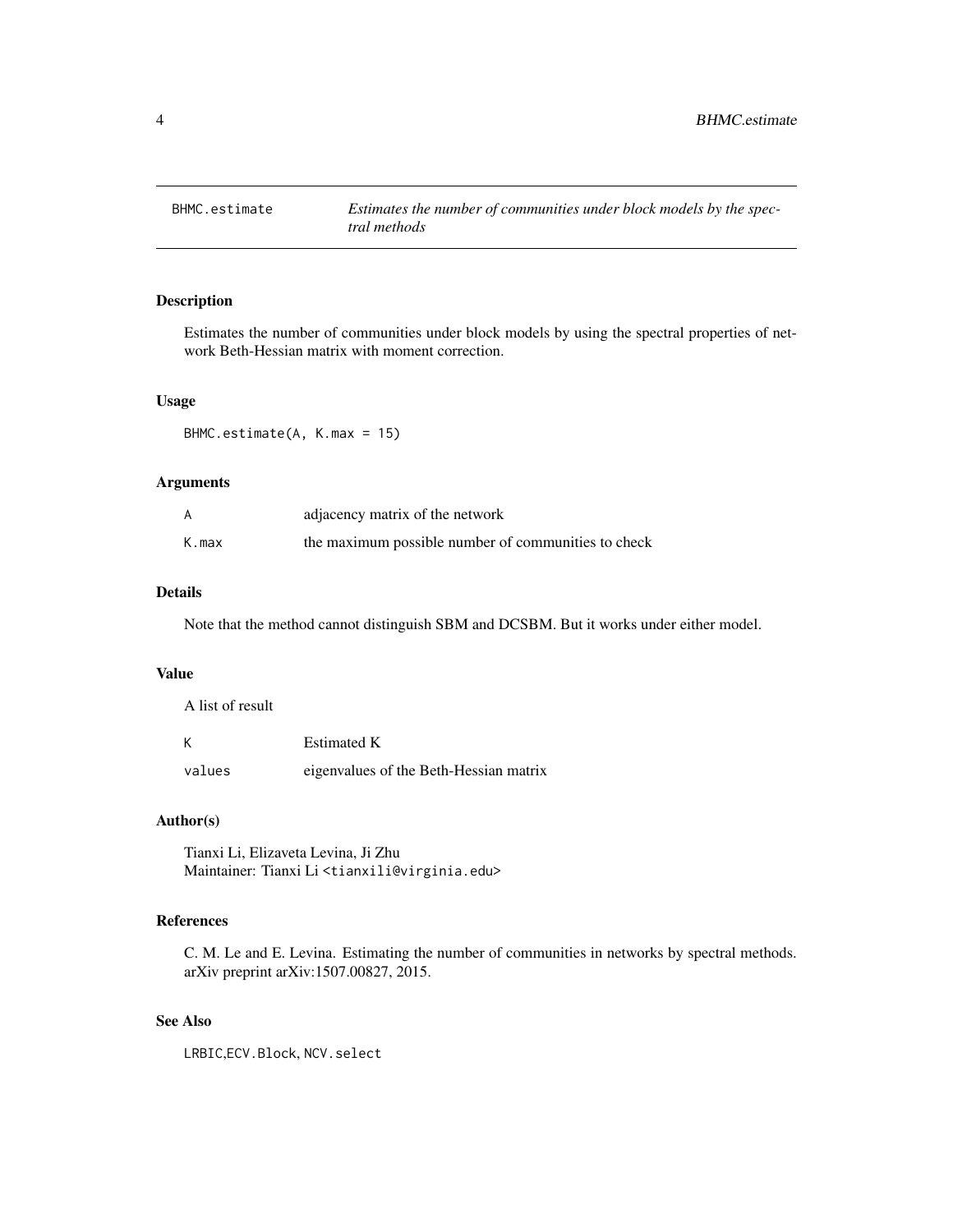## BHMC.estimate — *Estimates the number of communities under block models by the spectral methods*

### Description

Estimates the number of communities under block models by using the spectral properties of network Beth-Hessian matrix with moment correction.

### Usage

```
BHMC.estimate(A, K.max = 15)
```

### Arguments

| | |
|---|---|
| `A` | adjacency matrix of the network |
| `K.max` | the maximum possible number of communities to check |

### Details

Note that the method cannot distinguish SBM and DCSBM. But it works under either model.

### Value

A list of result

| | |
|---|---|
| `K` | Estimated K |
| `values` | eigenvalues of the Beth-Hessian matrix |

### Author(s)

Tianxi Li, Elizaveta Levina, Ji Zhu
Maintainer: Tianxi Li <tianxili@virginia.edu>

### References

C. M. Le and E. Levina. Estimating the number of communities in networks by spectral methods. arXiv preprint arXiv:1507.00827, 2015.

### See Also

`LRBIC`,`ECV.Block`, `NCV.select`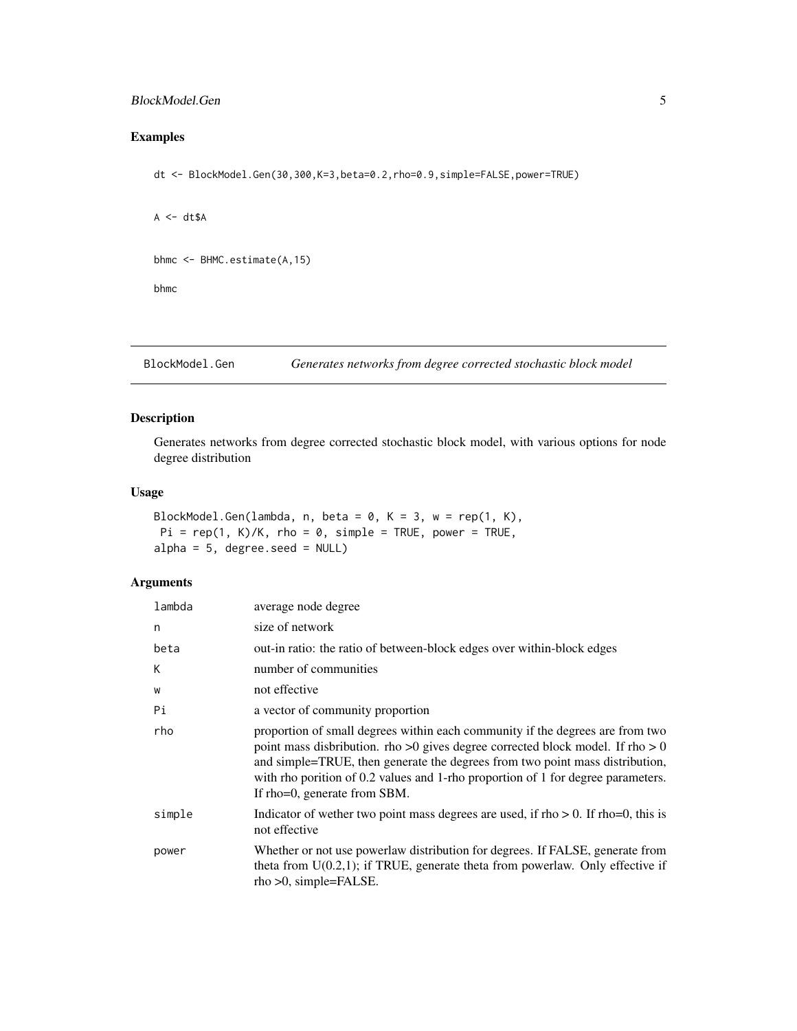## Examples

```
dt <- BlockModel.Gen(30,300,K=3,beta=0.2,rho=0.9,simple=FALSE,power=TRUE)

A <- dt$A

bhmc <- BHMC.estimate(A,15)

bhmc
```

---

# BlockModel.Gen — *Generates networks from degree corrected stochastic block model*

## Description

Generates networks from degree corrected stochastic block model, with various options for node degree distribution

## Usage

```
BlockModel.Gen(lambda, n, beta = 0, K = 3, w = rep(1, K),
 Pi = rep(1, K)/K, rho = 0, simple = TRUE, power = TRUE,
alpha = 5, degree.seed = NULL)
```

## Arguments

| | |
|---|---|
| lambda | average node degree |
| n | size of network |
| beta | out-in ratio: the ratio of between-block edges over within-block edges |
| K | number of communities |
| w | not effective |
| Pi | a vector of community proportion |
| rho | proportion of small degrees within each community if the degrees are from two point mass disbribution. rho >0 gives degree corrected block model. If rho > 0 and simple=TRUE, then generate the degrees from two point mass distribution, with rho porition of 0.2 values and 1-rho proportion of 1 for degree parameters. If rho=0, generate from SBM. |
| simple | Indicator of wether two point mass degrees are used, if rho > 0. If rho=0, this is not effective |
| power | Whether or not use powerlaw distribution for degrees. If FALSE, generate from theta from U(0.2,1); if TRUE, generate theta from powerlaw. Only effective if rho >0, simple=FALSE. |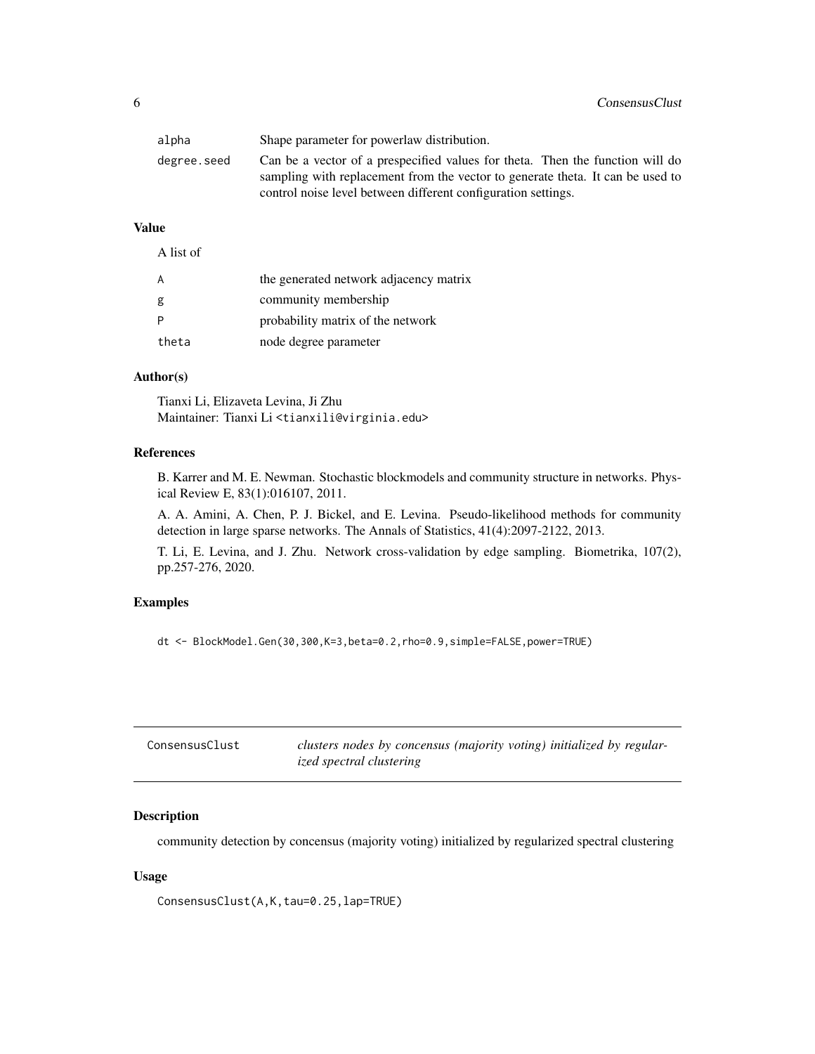| | |
|---|---|
| alpha | Shape parameter for powerlaw distribution. |
| degree.seed | Can be a vector of a prespecified values for theta. Then the function will do sampling with replacement from the vector to generate theta. It can be used to control noise level between different configuration settings. |

### Value

A list of

| | |
|---|---|
| A | the generated network adjacency matrix |
| g | community membership |
| P | probability matrix of the network |
| theta | node degree parameter |

### Author(s)

Tianxi Li, Elizaveta Levina, Ji Zhu
Maintainer: Tianxi Li <tianxili@virginia.edu>

### References

B. Karrer and M. E. Newman. Stochastic blockmodels and community structure in networks. Physical Review E, 83(1):016107, 2011.

A. A. Amini, A. Chen, P. J. Bickel, and E. Levina. Pseudo-likelihood methods for community detection in large sparse networks. The Annals of Statistics, 41(4):2097-2122, 2013.

T. Li, E. Levina, and J. Zhu. Network cross-validation by edge sampling. Biometrika, 107(2), pp.257-276, 2020.

### Examples

```
dt <- BlockModel.Gen(30,300,K=3,beta=0.2,rho=0.9,simple=FALSE,power=TRUE)
```

---

## ConsensusClust — *clusters nodes by concensus (majority voting) initialized by regularized spectral clustering*

---

### Description

community detection by concensus (majority voting) initialized by regularized spectral clustering

### Usage

```
ConsensusClust(A,K,tau=0.25,lap=TRUE)
```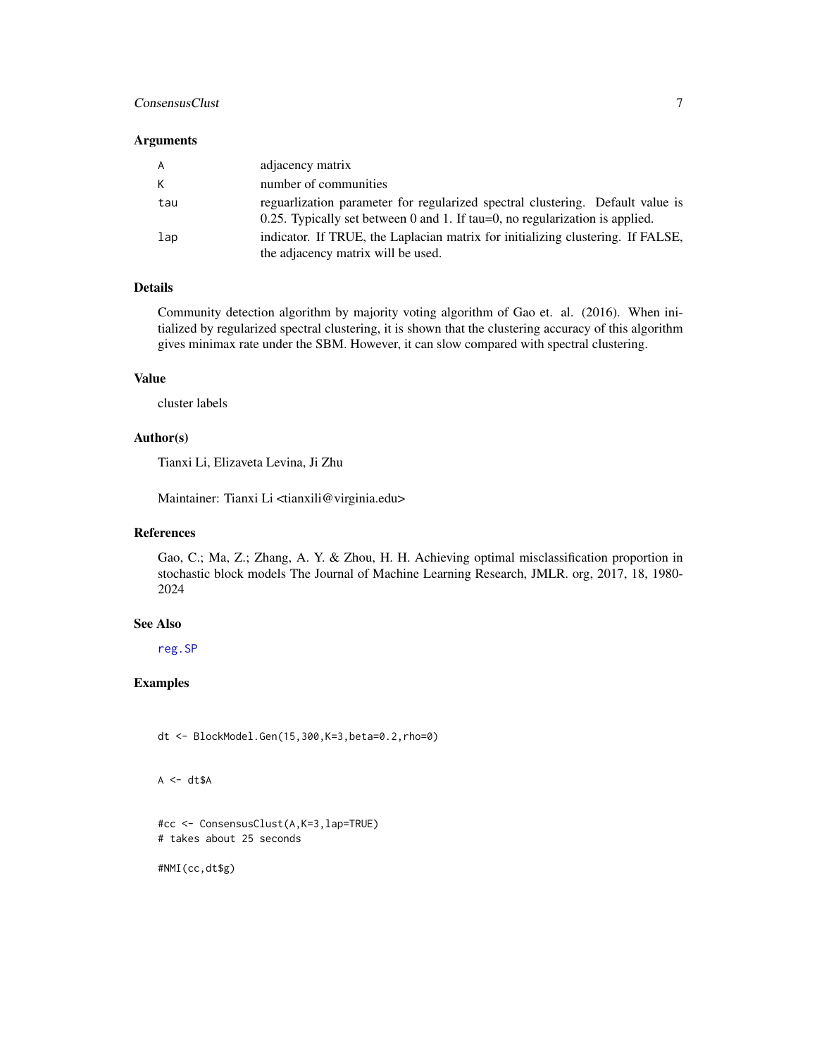## Arguments

| | |
|---|---|
| A | adjacency matrix |
| K | number of communities |
| tau | reguarlization parameter for regularized spectral clustering. Default value is 0.25. Typically set between 0 and 1. If tau=0, no regularization is applied. |
| lap | indicator. If TRUE, the Laplacian matrix for initializing clustering. If FALSE, the adjacency matrix will be used. |

## Details

Community detection algorithm by majority voting algorithm of Gao et. al. (2016). When initialized by regularized spectral clustering, it is shown that the clustering accuracy of this algorithm gives minimax rate under the SBM. However, it can slow compared with spectral clustering.

## Value

cluster labels

## Author(s)

Tianxi Li, Elizaveta Levina, Ji Zhu

Maintainer: Tianxi Li <tianxili@virginia.edu>

## References

Gao, C.; Ma, Z.; Zhang, A. Y. & Zhou, H. H. Achieving optimal misclassification proportion in stochastic block models The Journal of Machine Learning Research, JMLR. org, 2017, 18, 1980-2024

## See Also

reg.SP

## Examples

```
dt <- BlockModel.Gen(15,300,K=3,beta=0.2,rho=0)


A <- dt$A


#cc <- ConsensusClust(A,K=3,lap=TRUE)
# takes about 25 seconds

#NMI(cc,dt$g)
```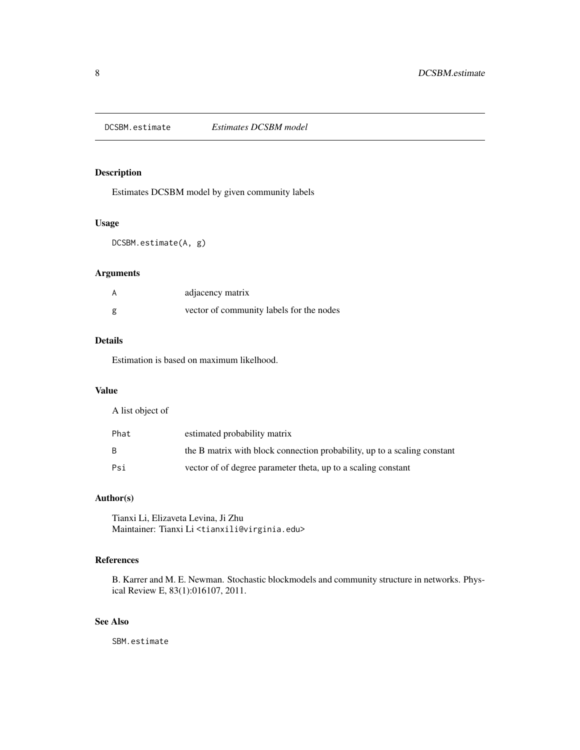DCSBM.estimate *Estimates DCSBM model*

## Description

Estimates DCSBM model by given community labels

## Usage

```
DCSBM.estimate(A, g)
```

## Arguments

| | |
|---|---|
| A | adjacency matrix |
| g | vector of community labels for the nodes |

## Details

Estimation is based on maximum likelhood.

## Value

A list object of

| | |
|---|---|
| Phat | estimated probability matrix |
| B | the B matrix with block connection probability, up to a scaling constant |
| Psi | vector of of degree parameter theta, up to a scaling constant |

## Author(s)

Tianxi Li, Elizaveta Levina, Ji Zhu
Maintainer: Tianxi Li <tianxili@virginia.edu>

## References

B. Karrer and M. E. Newman. Stochastic blockmodels and community structure in networks. Physical Review E, 83(1):016107, 2011.

## See Also

SBM.estimate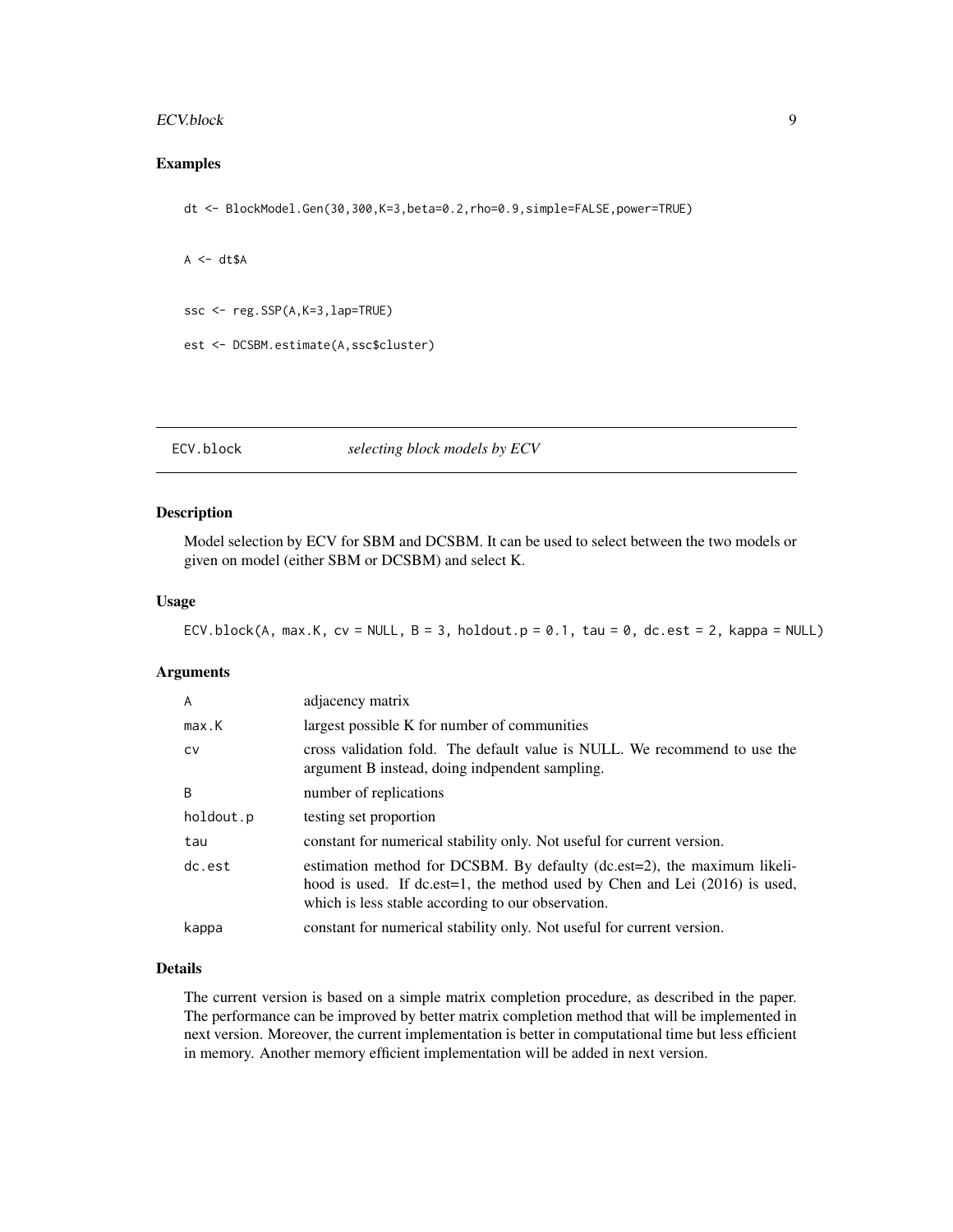## Examples

```
dt <- BlockModel.Gen(30,300,K=3,beta=0.2,rho=0.9,simple=FALSE,power=TRUE)

A <- dt$A

ssc <- reg.SSP(A,K=3,lap=TRUE)

est <- DCSBM.estimate(A,ssc$cluster)
```

---

# ECV.block *selecting block models by ECV*

---

## Description

Model selection by ECV for SBM and DCSBM. It can be used to select between the two models or given on model (either SBM or DCSBM) and select K.

## Usage

```
ECV.block(A, max.K, cv = NULL, B = 3, holdout.p = 0.1, tau = 0, dc.est = 2, kappa = NULL)
```

## Arguments

| | |
|---|---|
| A | adjacency matrix |
| max.K | largest possible K for number of communities |
| cv | cross validation fold. The default value is NULL. We recommend to use the argument B instead, doing indpendent sampling. |
| B | number of replications |
| holdout.p | testing set proportion |
| tau | constant for numerical stability only. Not useful for current version. |
| dc.est | estimation method for DCSBM. By defaulty (dc.est=2), the maximum likelihood is used. If dc.est=1, the method used by Chen and Lei (2016) is used, which is less stable according to our observation. |
| kappa | constant for numerical stability only. Not useful for current version. |

## Details

The current version is based on a simple matrix completion procedure, as described in the paper. The performance can be improved by better matrix completion method that will be implemented in next version. Moreover, the current implementation is better in computational time but less efficient in memory. Another memory efficient implementation will be added in next version.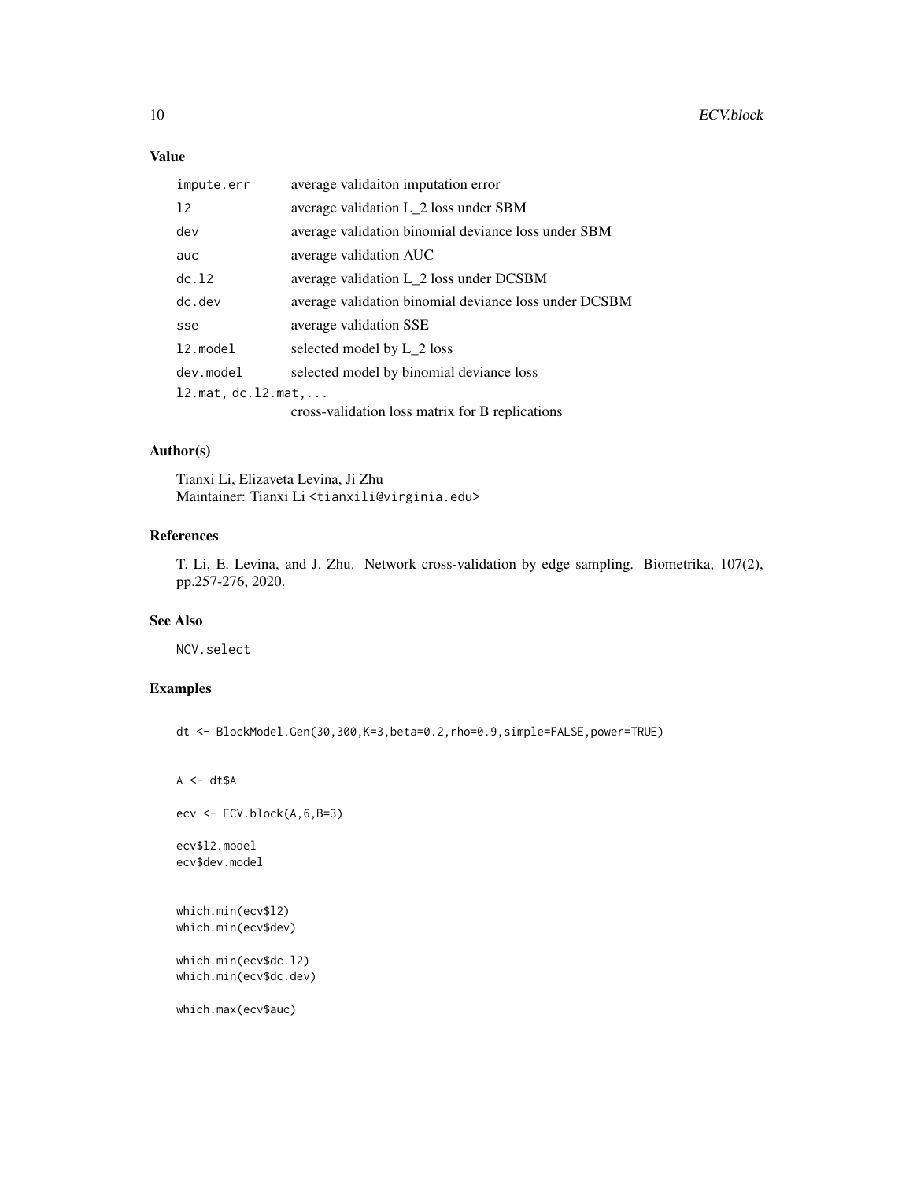## Value

| | |
|---|---|
| `impute.err` | average validaiton imputation error |
| `l2` | average validation L_2 loss under SBM |
| `dev` | average validation binomial deviance loss under SBM |
| `auc` | average validation AUC |
| `dc.l2` | average validation L_2 loss under DCSBM |
| `dc.dev` | average validation binomial deviance loss under DCSBM |
| `sse` | average validation SSE |
| `l2.model` | selected model by L_2 loss |
| `dev.model` | selected model by binomial deviance loss |
| `l2.mat, dc.l2.mat,...` | cross-validation loss matrix for B replications |

## Author(s)

Tianxi Li, Elizaveta Levina, Ji Zhu
Maintainer: Tianxi Li <tianxili@virginia.edu>

## References

T. Li, E. Levina, and J. Zhu. Network cross-validation by edge sampling. Biometrika, 107(2), pp.257-276, 2020.

## See Also

`NCV.select`

## Examples

```
dt <- BlockModel.Gen(30,300,K=3,beta=0.2,rho=0.9,simple=FALSE,power=TRUE)


A <- dt$A

ecv <- ECV.block(A,6,B=3)

ecv$l2.model
ecv$dev.model


which.min(ecv$l2)
which.min(ecv$dev)

which.min(ecv$dc.l2)
which.min(ecv$dc.dev)

which.max(ecv$auc)
```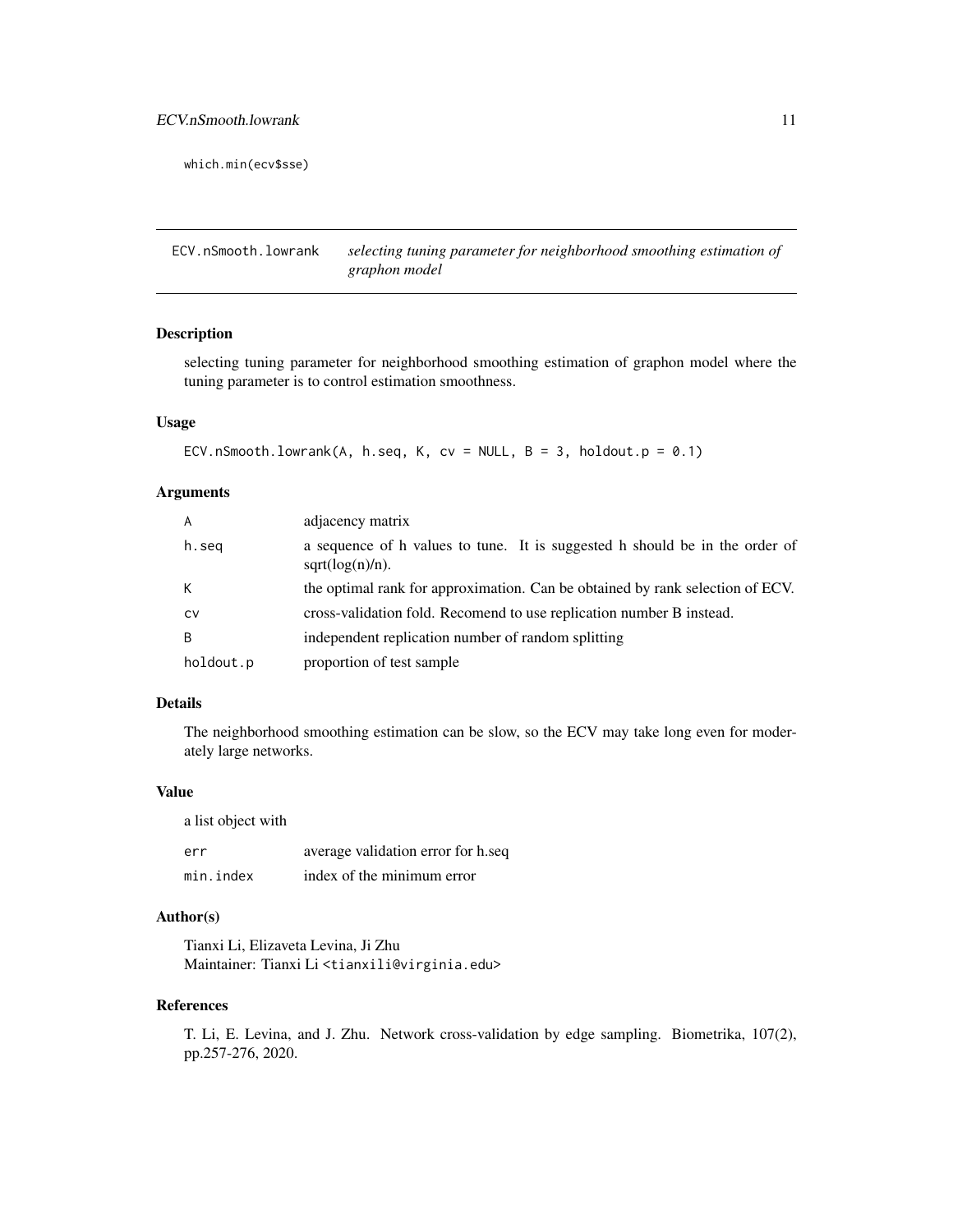```
which.min(ecv$sse)
```

## ECV.nSmooth.lowrank — *selecting tuning parameter for neighborhood smoothing estimation of graphon model*

### Description

selecting tuning parameter for neighborhood smoothing estimation of graphon model where the tuning parameter is to control estimation smoothness.

### Usage

```
ECV.nSmooth.lowrank(A, h.seq, K, cv = NULL, B = 3, holdout.p = 0.1)
```

### Arguments

| | |
|---|---|
| A | adjacency matrix |
| h.seq | a sequence of h values to tune. It is suggested h should be in the order of sqrt(log(n)/n). |
| K | the optimal rank for approximation. Can be obtained by rank selection of ECV. |
| cv | cross-validation fold. Recomend to use replication number B instead. |
| B | independent replication number of random splitting |
| holdout.p | proportion of test sample |

### Details

The neighborhood smoothing estimation can be slow, so the ECV may take long even for moderately large networks.

### Value

a list object with

| | |
|---|---|
| err | average validation error for h.seq |
| min.index | index of the minimum error |

### Author(s)

Tianxi Li, Elizaveta Levina, Ji Zhu
Maintainer: Tianxi Li <tianxili@virginia.edu>

### References

T. Li, E. Levina, and J. Zhu. Network cross-validation by edge sampling. Biometrika, 107(2), pp.257-276, 2020.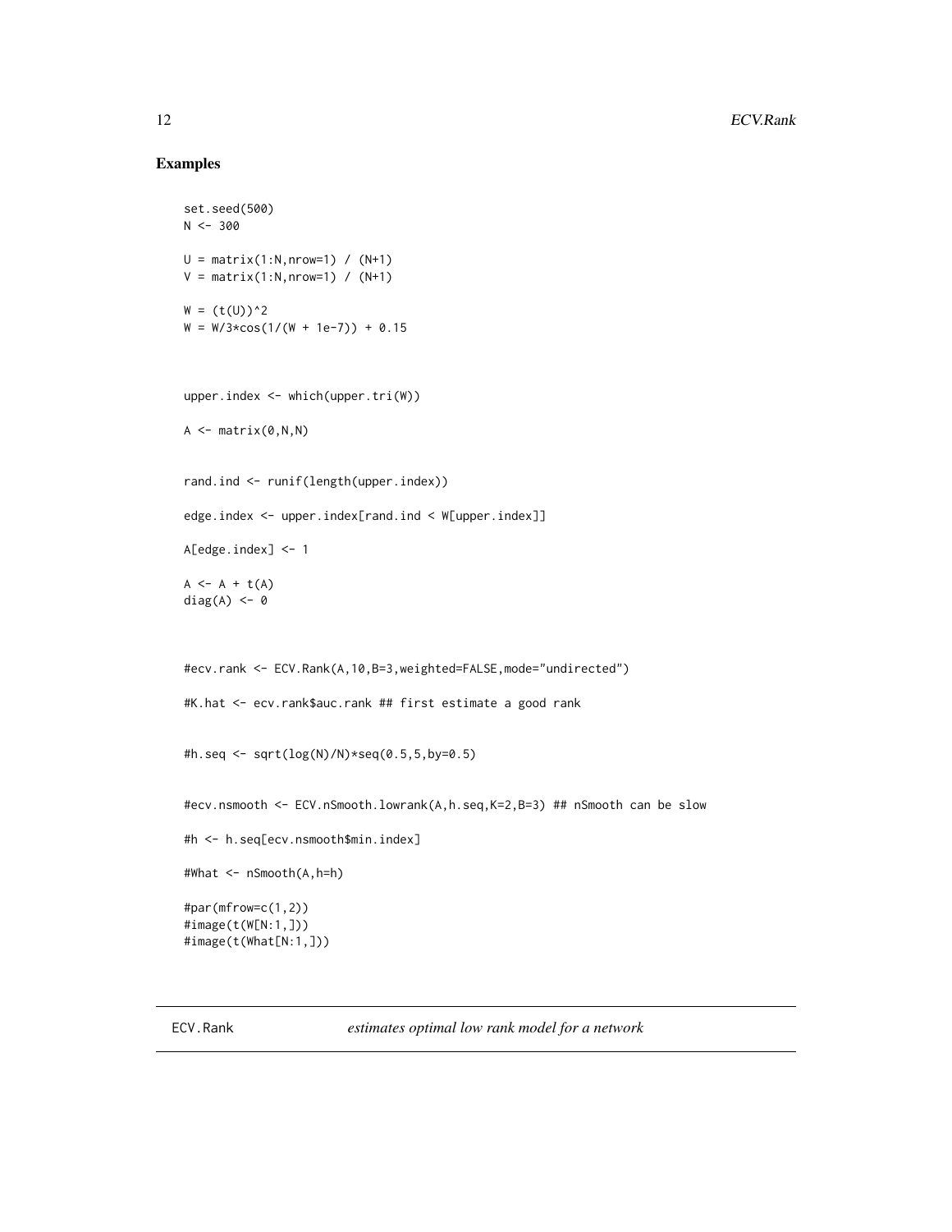## Examples

```
set.seed(500)
N <- 300

U = matrix(1:N,nrow=1) / (N+1)
V = matrix(1:N,nrow=1) / (N+1)

W = (t(U))^2
W = W/3*cos(1/(W + 1e-7)) + 0.15



upper.index <- which(upper.tri(W))

A <- matrix(0,N,N)


rand.ind <- runif(length(upper.index))

edge.index <- upper.index[rand.ind < W[upper.index]]

A[edge.index] <- 1

A <- A + t(A)
diag(A) <- 0



#ecv.rank <- ECV.Rank(A,10,B=3,weighted=FALSE,mode="undirected")

#K.hat <- ecv.rank$auc.rank ## first estimate a good rank


#h.seq <- sqrt(log(N)/N)*seq(0.5,5,by=0.5)


#ecv.nsmooth <- ECV.nSmooth.lowrank(A,h.seq,K=2,B=3) ## nSmooth can be slow

#h <- h.seq[ecv.nsmooth$min.index]

#What <- nSmooth(A,h=h)

#par(mfrow=c(1,2))
#image(t(W[N:1,]))
#image(t(What[N:1,]))
```

---

ECV.Rank *estimates optimal low rank model for a network*

---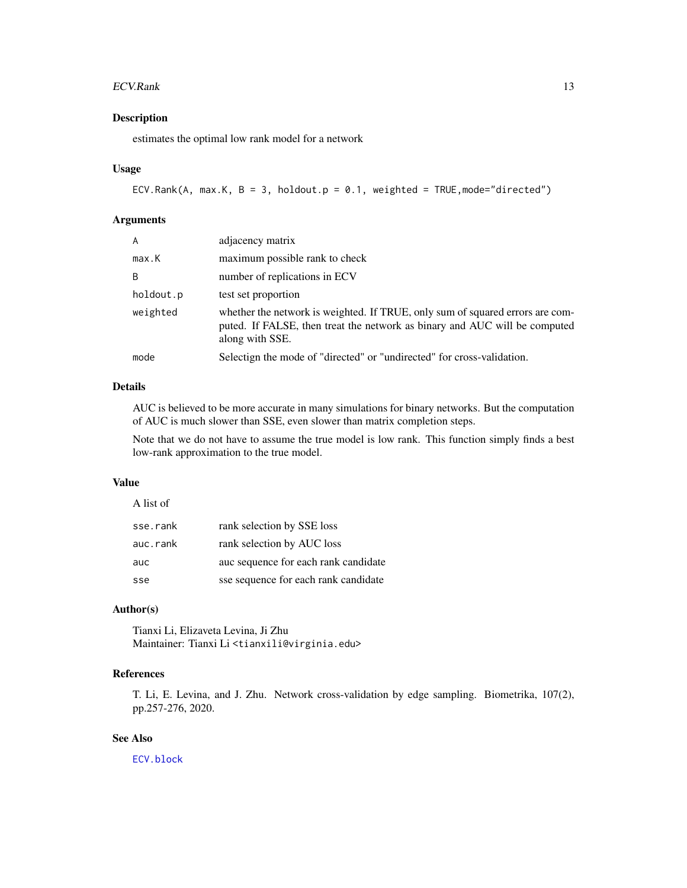## Description

estimates the optimal low rank model for a network

## Usage

```
ECV.Rank(A, max.K, B = 3, holdout.p = 0.1, weighted = TRUE,mode="directed")
```

## Arguments

| | |
|---|---|
| A | adjacency matrix |
| max.K | maximum possible rank to check |
| B | number of replications in ECV |
| holdout.p | test set proportion |
| weighted | whether the network is weighted. If TRUE, only sum of squared errors are computed. If FALSE, then treat the network as binary and AUC will be computed along with SSE. |
| mode | Selectign the mode of "directed" or "undirected" for cross-validation. |

## Details

AUC is believed to be more accurate in many simulations for binary networks. But the computation of AUC is much slower than SSE, even slower than matrix completion steps.

Note that we do not have to assume the true model is low rank. This function simply finds a best low-rank approximation to the true model.

## Value

A list of

| | |
|---|---|
| sse.rank | rank selection by SSE loss |
| auc.rank | rank selection by AUC loss |
| auc | auc sequence for each rank candidate |
| sse | sse sequence for each rank candidate |

## Author(s)

Tianxi Li, Elizaveta Levina, Ji Zhu
Maintainer: Tianxi Li <tianxili@virginia.edu>

## References

T. Li, E. Levina, and J. Zhu. Network cross-validation by edge sampling. Biometrika, 107(2), pp.257-276, 2020.

## See Also

ECV.block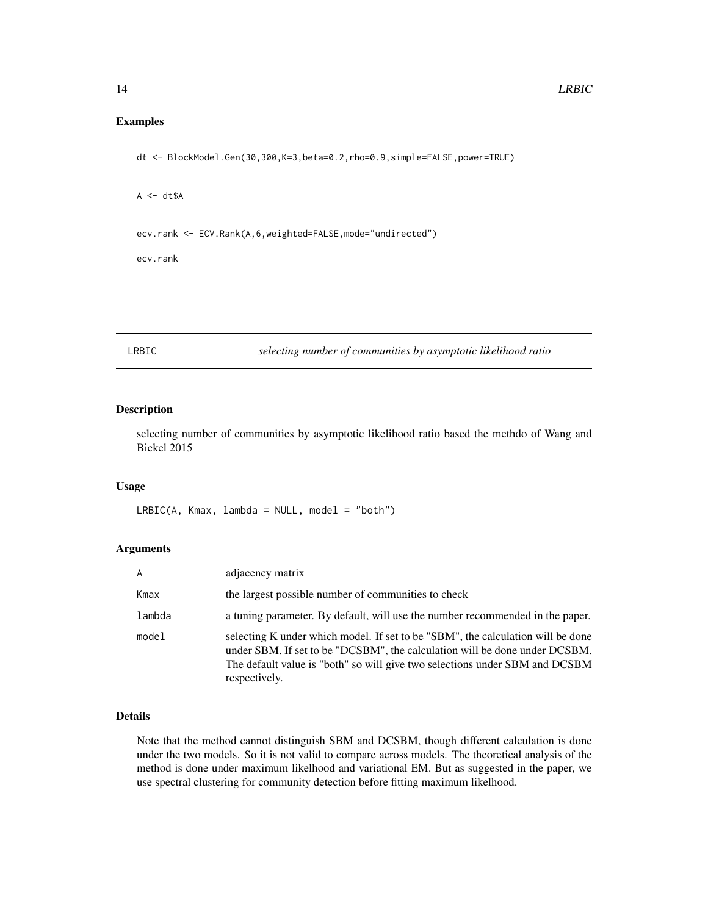## Examples

```
dt <- BlockModel.Gen(30,300,K=3,beta=0.2,rho=0.9,simple=FALSE,power=TRUE)

A <- dt$A

ecv.rank <- ECV.Rank(A,6,weighted=FALSE,mode="undirected")

ecv.rank
```

---

# LRBIC *selecting number of communities by asymptotic likelihood ratio*

---

## Description

selecting number of communities by asymptotic likelihood ratio based the methdo of Wang and Bickel 2015

## Usage

```
LRBIC(A, Kmax, lambda = NULL, model = "both")
```

## Arguments

| | |
|---|---|
| A | adjacency matrix |
| Kmax | the largest possible number of communities to check |
| lambda | a tuning parameter. By default, will use the number recommended in the paper. |
| model | selecting K under which model. If set to be "SBM", the calculation will be done under SBM. If set to be "DCSBM", the calculation will be done under DCSBM. The default value is "both" so will give two selections under SBM and DCSBM respectively. |

## Details

Note that the method cannot distinguish SBM and DCSBM, though different calculation is done under the two models. So it is not valid to compare across models. The theoretical analysis of the method is done under maximum likelihood and variational EM. But as suggested in the paper, we use spectral clustering for community detection before fitting maximum likelihood.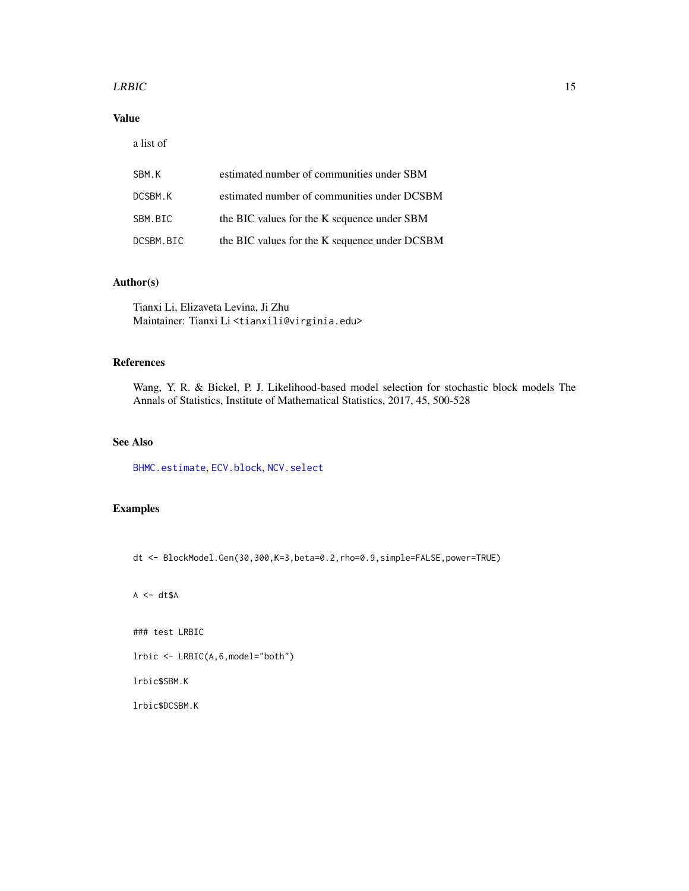### Value

a list of

| | |
|---|---|
| SBM.K | estimated number of communities under SBM |
| DCSBM.K | estimated number of communities under DCSBM |
| SBM.BIC | the BIC values for the K sequence under SBM |
| DCSBM.BIC | the BIC values for the K sequence under DCSBM |

### Author(s)

Tianxi Li, Elizaveta Levina, Ji Zhu
Maintainer: Tianxi Li <tianxili@virginia.edu>

### References

Wang, Y. R. & Bickel, P. J. Likelihood-based model selection for stochastic block models The Annals of Statistics, Institute of Mathematical Statistics, 2017, 45, 500-528

### See Also

BHMC.estimate, ECV.block, NCV.select

### Examples

```
dt <- BlockModel.Gen(30,300,K=3,beta=0.2,rho=0.9,simple=FALSE,power=TRUE)

A <- dt$A

### test LRBIC

lrbic <- LRBIC(A,6,model="both")

lrbic$SBM.K

lrbic$DCSBM.K
```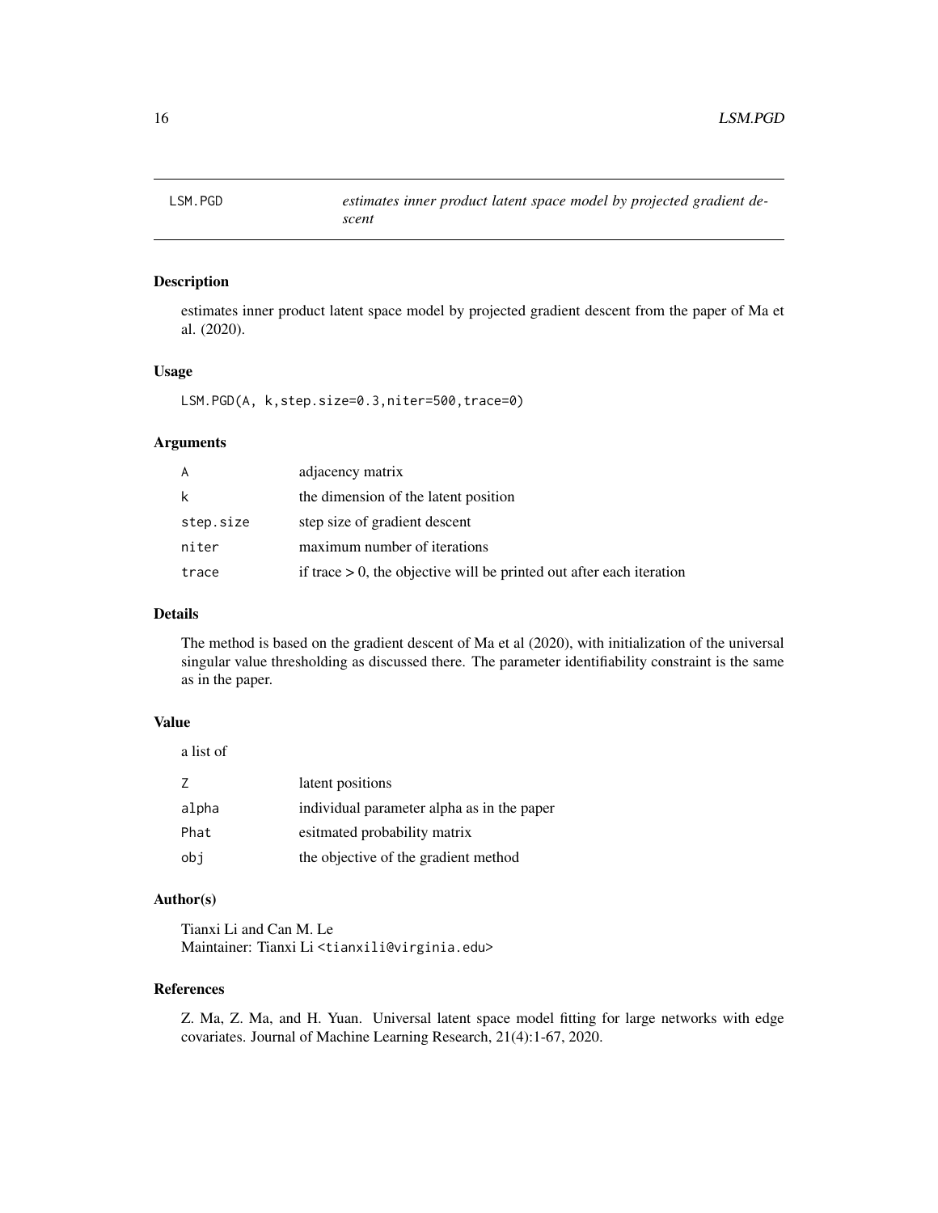LSM.PGD *estimates inner product latent space model by projected gradient descent*

## Description

estimates inner product latent space model by projected gradient descent from the paper of Ma et al. (2020).

## Usage

```
LSM.PGD(A, k,step.size=0.3,niter=500,trace=0)
```

## Arguments

| | |
|---|---|
| A | adjacency matrix |
| k | the dimension of the latent position |
| step.size | step size of gradient descent |
| niter | maximum number of iterations |
| trace | if trace > 0, the objective will be printed out after each iteration |

## Details

The method is based on the gradient descent of Ma et al (2020), with initialization of the universal singular value thresholding as discussed there. The parameter identifiability constraint is the same as in the paper.

## Value

a list of

| | |
|---|---|
| Z | latent positions |
| alpha | individual parameter alpha as in the paper |
| Phat | esitmated probability matrix |
| obj | the objective of the gradient method |

## Author(s)

Tianxi Li and Can M. Le
Maintainer: Tianxi Li <tianxili@virginia.edu>

## References

Z. Ma, Z. Ma, and H. Yuan. Universal latent space model fitting for large networks with edge covariates. Journal of Machine Learning Research, 21(4):1-67, 2020.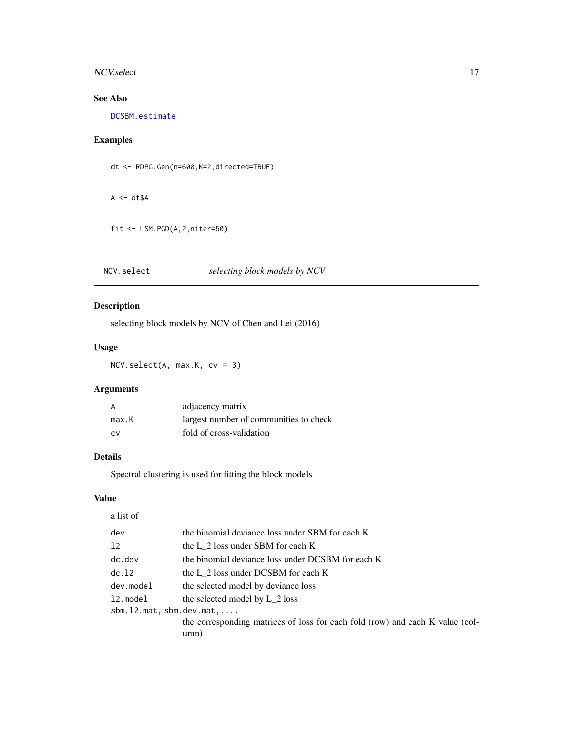## See Also

`DCSBM.estimate`

## Examples

```
dt <- RDPG.Gen(n=600,K=2,directed=TRUE)

A <- dt$A

fit <- LSM.PGD(A,2,niter=50)
```

---

# NCV.select *selecting block models by NCV*

---

## Description

selecting block models by NCV of Chen and Lei (2016)

## Usage

```
NCV.select(A, max.K, cv = 3)
```

## Arguments

| | |
|---|---|
| `A` | adjacency matrix |
| `max.K` | largest number of communities to check |
| `cv` | fold of cross-validation |

## Details

Spectral clustering is used for fitting the block models

## Value

a list of

| | |
|---|---|
| `dev` | the binomial deviance loss under SBM for each K |
| `l2` | the L_2 loss under SBM for each K |
| `dc.dev` | the binomial deviance loss under DCSBM for each K |
| `dc.l2` | the L_2 loss under DCSBM for each K |
| `dev.model` | the selected model by deviance loss |
| `l2.model` | the selected model by L_2 loss |
| `sbm.l2.mat, sbm.dev.mat,....` | the corresponding matrices of loss for each fold (row) and each K value (column) |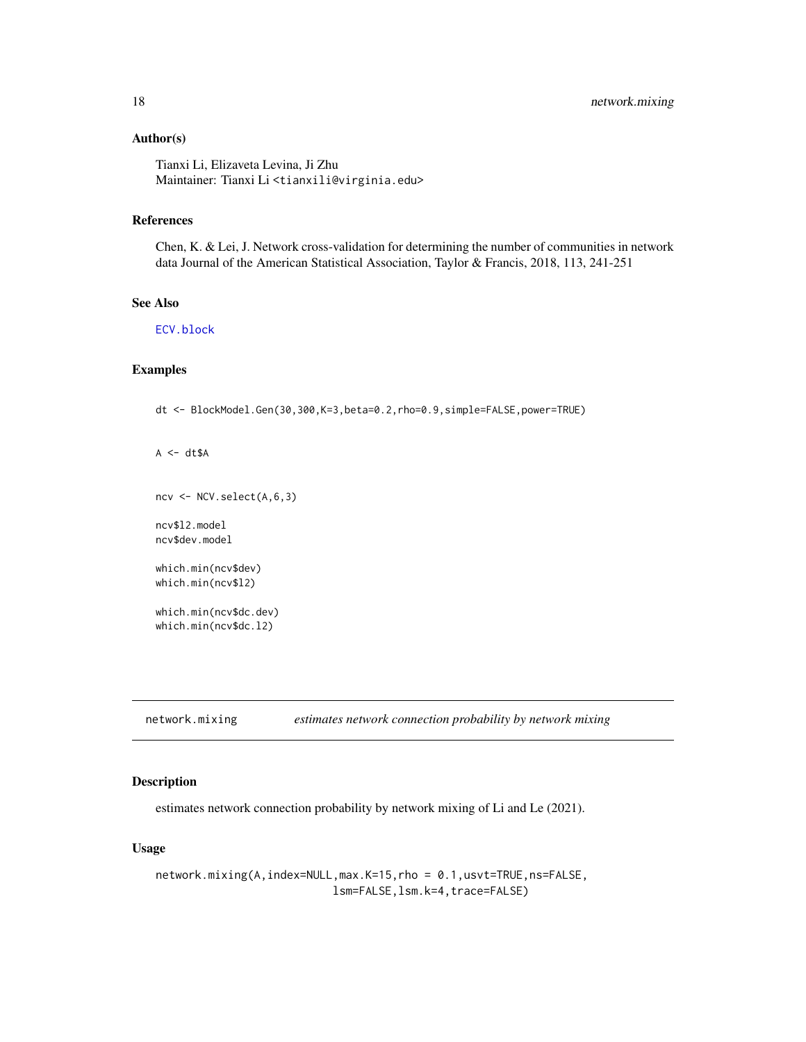### Author(s)

Tianxi Li, Elizaveta Levina, Ji Zhu
Maintainer: Tianxi Li <tianxili@virginia.edu>

### References

Chen, K. & Lei, J. Network cross-validation for determining the number of communities in network data Journal of the American Statistical Association, Taylor & Francis, 2018, 113, 241-251

### See Also

ECV.block

### Examples

```
dt <- BlockModel.Gen(30,300,K=3,beta=0.2,rho=0.9,simple=FALSE,power=TRUE)


A <- dt$A


ncv <- NCV.select(A,6,3)

ncv$l2.model
ncv$dev.model

which.min(ncv$dev)
which.min(ncv$l2)

which.min(ncv$dc.dev)
which.min(ncv$dc.l2)
```

---

## network.mixing *estimates network connection probability by network mixing*

### Description

estimates network connection probability by network mixing of Li and Le (2021).

### Usage

```
network.mixing(A,index=NULL,max.K=15,rho = 0.1,usvt=TRUE,ns=FALSE,
                            lsm=FALSE,lsm.k=4,trace=FALSE)
```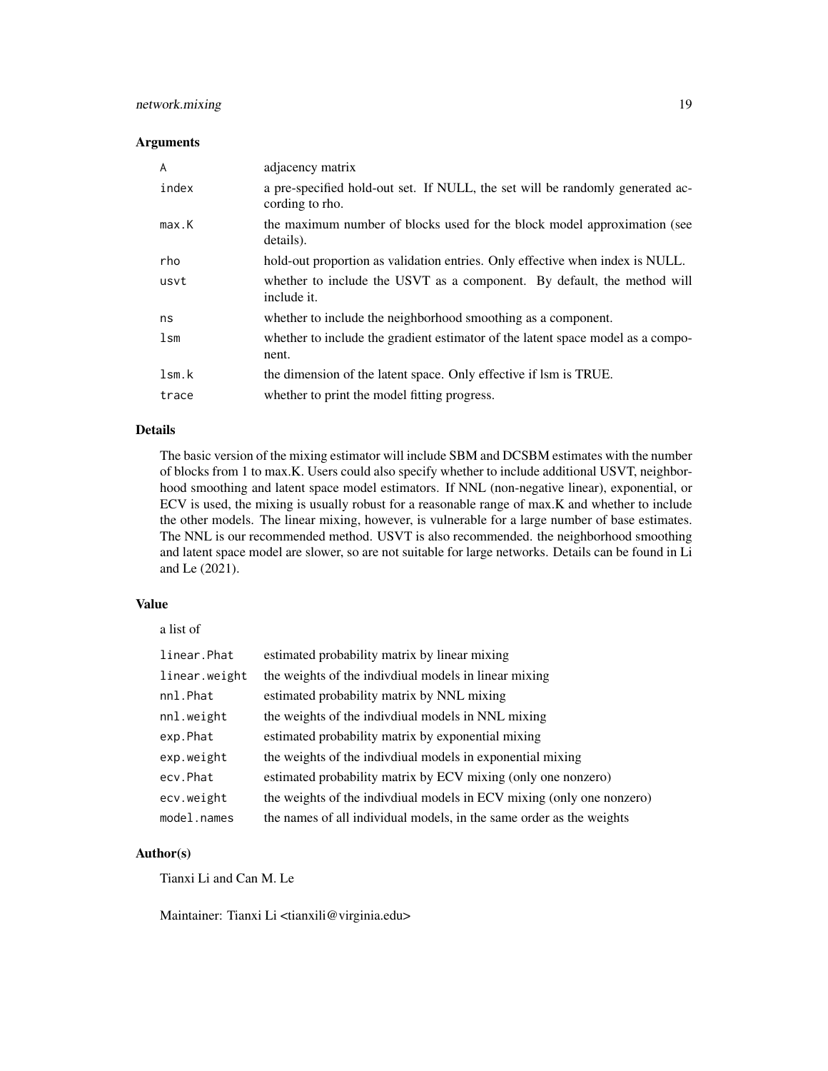### Arguments

| | |
|---|---|
| A | adjacency matrix |
| index | a pre-specified hold-out set. If NULL, the set will be randomly generated according to rho. |
| max.K | the maximum number of blocks used for the block model approximation (see details). |
| rho | hold-out proportion as validation entries. Only effective when index is NULL. |
| usvt | whether to include the USVT as a component. By default, the method will include it. |
| ns | whether to include the neighborhood smoothing as a component. |
| lsm | whether to include the gradient estimator of the latent space model as a component. |
| lsm.k | the dimension of the latent space. Only effective if lsm is TRUE. |
| trace | whether to print the model fitting progress. |

### Details

The basic version of the mixing estimator will include SBM and DCSBM estimates with the number of blocks from 1 to max.K. Users could also specify whether to include additional USVT, neighborhood smoothing and latent space model estimators. If NNL (non-negative linear), exponential, or ECV is used, the mixing is usually robust for a reasonable range of max.K and whether to include the other models. The linear mixing, however, is vulnerable for a large number of base estimates. The NNL is our recommended method. USVT is also recommended. the neighborhood smoothing and latent space model are slower, so are not suitable for large networks. Details can be found in Li and Le (2021).

### Value

a list of

| | |
|---|---|
| linear.Phat | estimated probability matrix by linear mixing |
| linear.weight | the weights of the indivdiual models in linear mixing |
| nnl.Phat | estimated probability matrix by NNL mixing |
| nnl.weight | the weights of the indivdiual models in NNL mixing |
| exp.Phat | estimated probability matrix by exponential mixing |
| exp.weight | the weights of the indivdiual models in exponential mixing |
| ecv.Phat | estimated probability matrix by ECV mixing (only one nonzero) |
| ecv.weight | the weights of the indivdiual models in ECV mixing (only one nonzero) |
| model.names | the names of all individual models, in the same order as the weights |

### Author(s)

Tianxi Li and Can M. Le

Maintainer: Tianxi Li <tianxili@virginia.edu>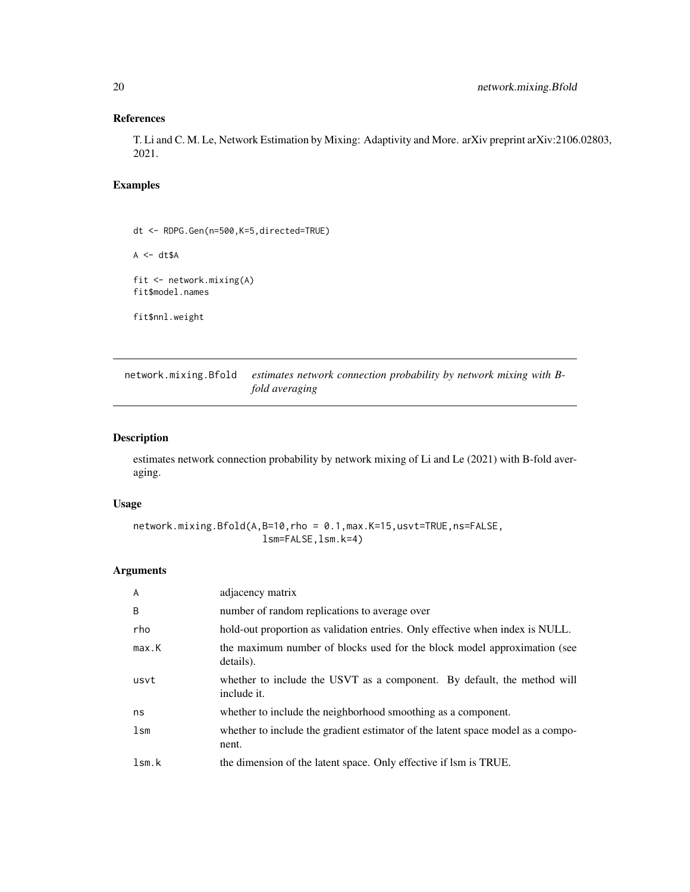## References

T. Li and C. M. Le, Network Estimation by Mixing: Adaptivity and More. arXiv preprint arXiv:2106.02803, 2021.

## Examples

```
dt <- RDPG.Gen(n=500,K=5,directed=TRUE)

A <- dt$A

fit <- network.mixing(A)
fit$model.names

fit$nnl.weight
```

---

# network.mixing.Bfold — *estimates network connection probability by network mixing with B-fold averaging*

---

## Description

estimates network connection probability by network mixing of Li and Le (2021) with B-fold averaging.

## Usage

```
network.mixing.Bfold(A,B=10,rho = 0.1,max.K=15,usvt=TRUE,ns=FALSE,
                     lsm=FALSE,lsm.k=4)
```

## Arguments

| | |
|---|---|
| A | adjacency matrix |
| B | number of random replications to average over |
| rho | hold-out proportion as validation entries. Only effective when index is NULL. |
| max.K | the maximum number of blocks used for the block model approximation (see details). |
| usvt | whether to include the USVT as a component. By default, the method will include it. |
| ns | whether to include the neighborhood smoothing as a component. |
| lsm | whether to include the gradient estimator of the latent space model as a component. |
| lsm.k | the dimension of the latent space. Only effective if lsm is TRUE. |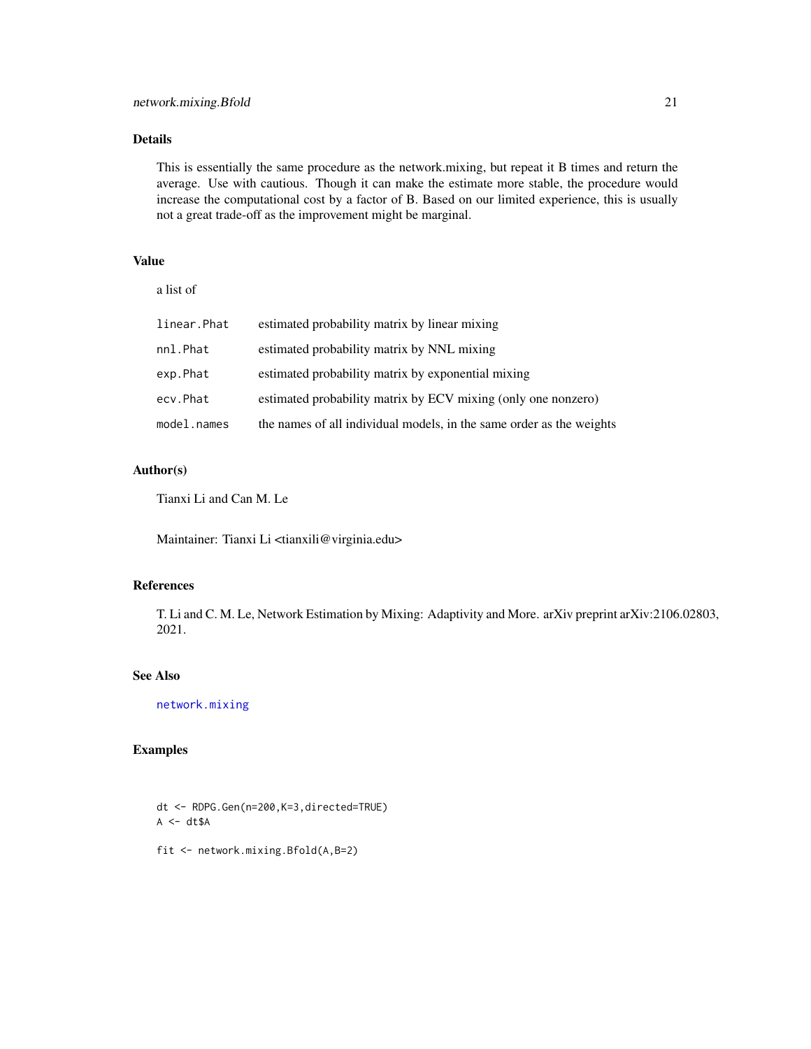## Details

This is essentially the same procedure as the network.mixing, but repeat it B times and return the average. Use with cautious. Though it can make the estimate more stable, the procedure would increase the computational cost by a factor of B. Based on our limited experience, this is usually not a great trade-off as the improvement might be marginal.

## Value

a list of

| | |
|---|---|
| `linear.Phat` | estimated probability matrix by linear mixing |
| `nnl.Phat` | estimated probability matrix by NNL mixing |
| `exp.Phat` | estimated probability matrix by exponential mixing |
| `ecv.Phat` | estimated probability matrix by ECV mixing (only one nonzero) |
| `model.names` | the names of all individual models, in the same order as the weights |

## Author(s)

Tianxi Li and Can M. Le

Maintainer: Tianxi Li <tianxili@virginia.edu>

## References

T. Li and C. M. Le, Network Estimation by Mixing: Adaptivity and More. arXiv preprint arXiv:2106.02803, 2021.

## See Also

network.mixing

## Examples

```
dt <- RDPG.Gen(n=200,K=3,directed=TRUE)
A <- dt$A

fit <- network.mixing.Bfold(A,B=2)
```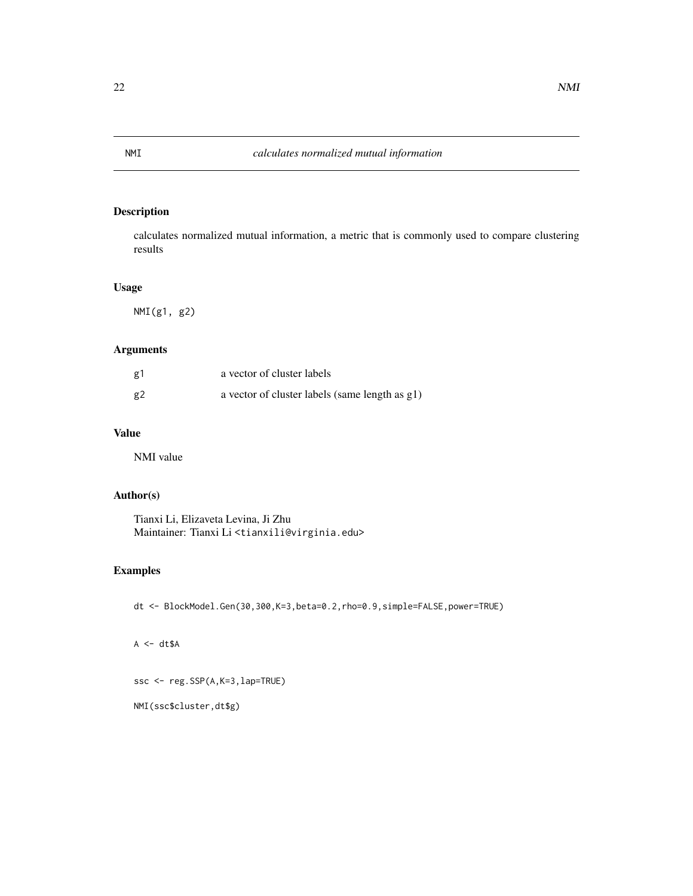NMI *calculates normalized mutual information*

## Description

calculates normalized mutual information, a metric that is commonly used to compare clustering results

## Usage

```
NMI(g1, g2)
```

## Arguments

| | |
|---|---|
| g1 | a vector of cluster labels |
| g2 | a vector of cluster labels (same length as g1) |

## Value

NMI value

## Author(s)

Tianxi Li, Elizaveta Levina, Ji Zhu
Maintainer: Tianxi Li <tianxili@virginia.edu>

## Examples

```
dt <- BlockModel.Gen(30,300,K=3,beta=0.2,rho=0.9,simple=FALSE,power=TRUE)


A <- dt$A


ssc <- reg.SSP(A,K=3,lap=TRUE)

NMI(ssc$cluster,dt$g)
```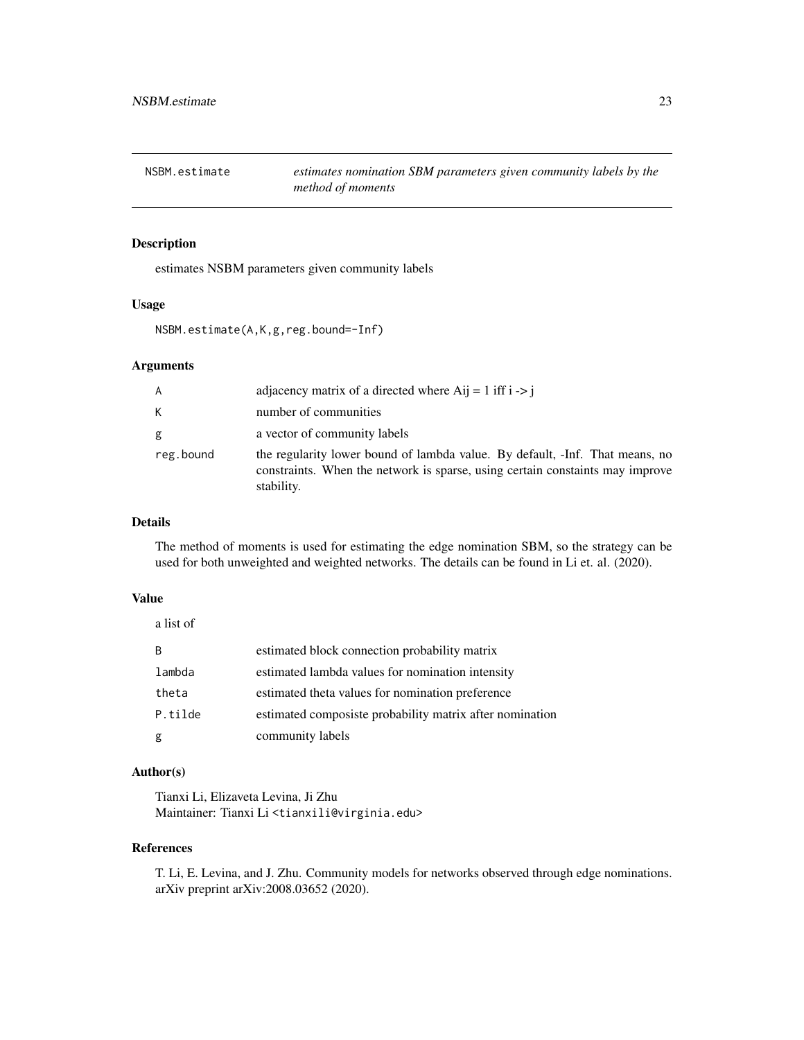## NSBM.estimate — *estimates nomination SBM parameters given community labels by the method of moments*

### Description

estimates NSBM parameters given community labels

### Usage

```
NSBM.estimate(A,K,g,reg.bound=-Inf)
```

### Arguments

| | |
|---|---|
| `A` | adjacency matrix of a directed where Aij = 1 iff i -> j |
| `K` | number of communities |
| `g` | a vector of community labels |
| `reg.bound` | the regularity lower bound of lambda value. By default, -Inf. That means, no constraints. When the network is sparse, using certain constaints may improve stability. |

### Details

The method of moments is used for estimating the edge nomination SBM, so the strategy can be used for both unweighted and weighted networks. The details can be found in Li et. al. (2020).

### Value

a list of

| | |
|---|---|
| `B` | estimated block connection probability matrix |
| `lambda` | estimated lambda values for nomination intensity |
| `theta` | estimated theta values for nomination preference |
| `P.tilde` | estimated composiste probability matrix after nomination |
| `g` | community labels |

### Author(s)

Tianxi Li, Elizaveta Levina, Ji Zhu
Maintainer: Tianxi Li <tianxili@virginia.edu>

### References

T. Li, E. Levina, and J. Zhu. Community models for networks observed through edge nominations. arXiv preprint arXiv:2008.03652 (2020).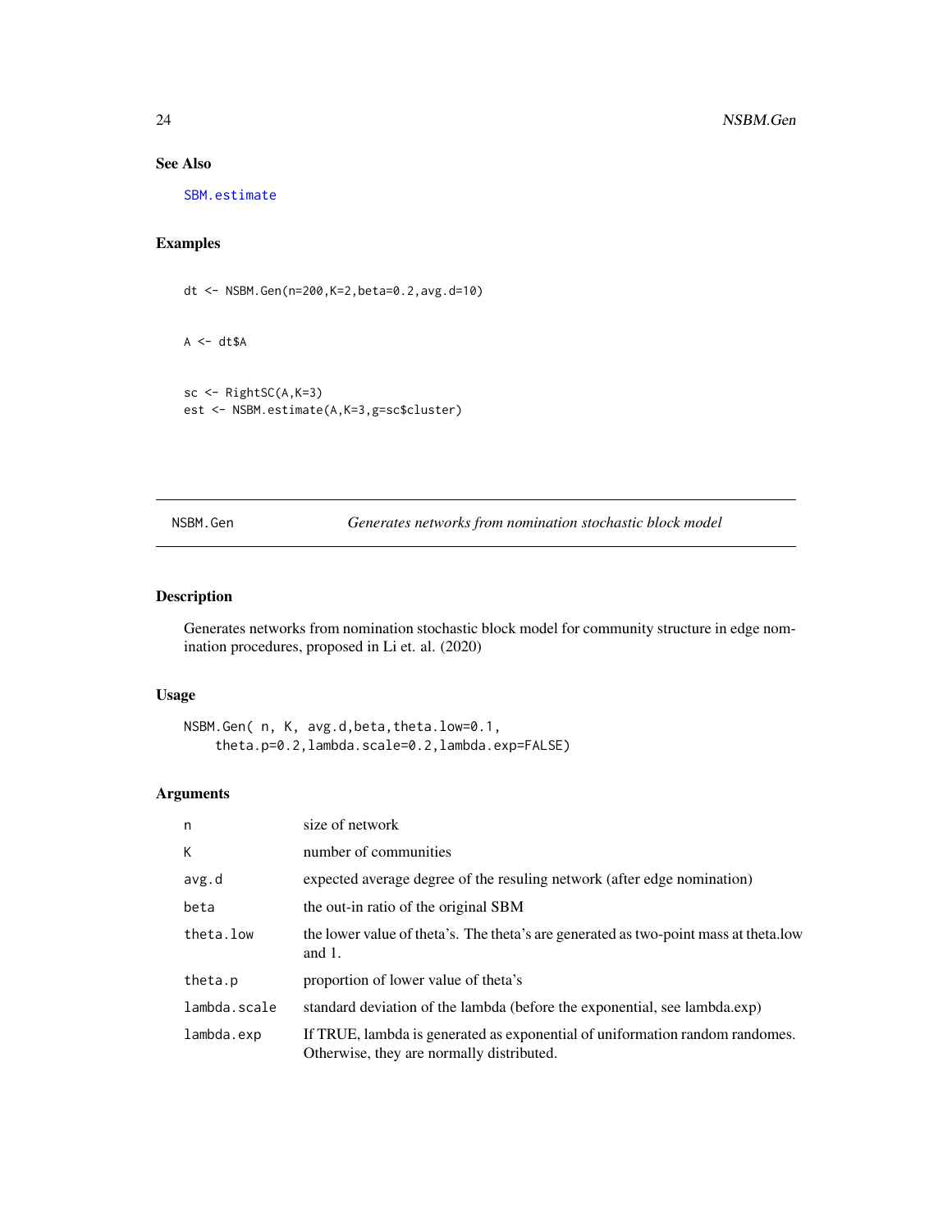## See Also

SBM.estimate

## Examples

```
dt <- NSBM.Gen(n=200,K=2,beta=0.2,avg.d=10)


A <- dt$A


sc <- RightSC(A,K=3)
est <- NSBM.estimate(A,K=3,g=sc$cluster)
```

---

# NSBM.Gen — *Generates networks from nomination stochastic block model*

---

## Description

Generates networks from nomination stochastic block model for community structure in edge nomination procedures, proposed in Li et. al. (2020)

## Usage

```
NSBM.Gen( n, K, avg.d,beta,theta.low=0.1,
    theta.p=0.2,lambda.scale=0.2,lambda.exp=FALSE)
```

## Arguments

| | |
|---|---|
| n | size of network |
| K | number of communities |
| avg.d | expected average degree of the resuling network (after edge nomination) |
| beta | the out-in ratio of the original SBM |
| theta.low | the lower value of theta's. The theta's are generated as two-point mass at theta.low and 1. |
| theta.p | proportion of lower value of theta's |
| lambda.scale | standard deviation of the lambda (before the exponential, see lambda.exp) |
| lambda.exp | If TRUE, lambda is generated as exponential of uniformation random randomes. Otherwise, they are normally distributed. |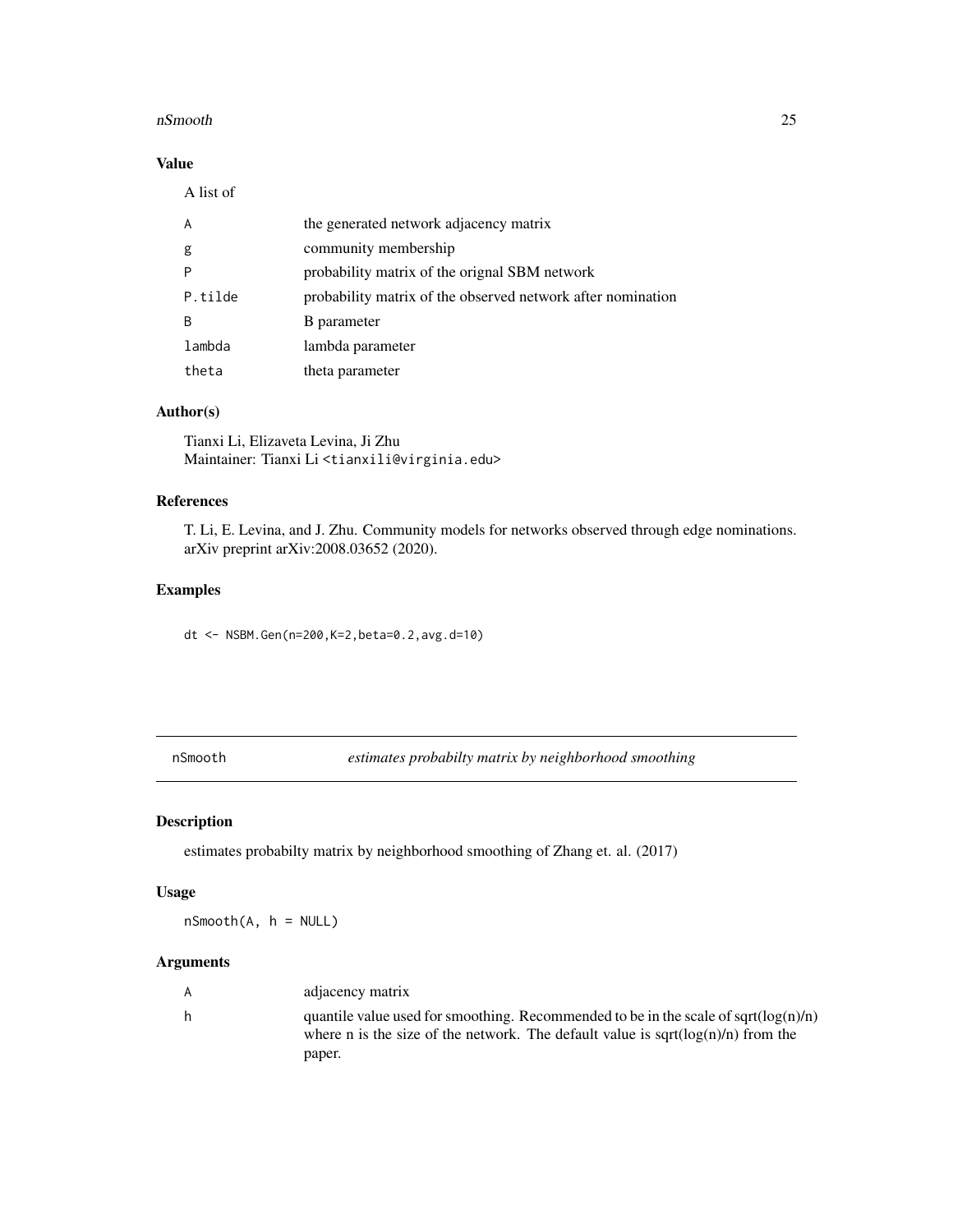## Value

A list of

| | |
|---|---|
| A | the generated network adjacency matrix |
| g | community membership |
| P | probability matrix of the orignal SBM network |
| P.tilde | probability matrix of the observed network after nomination |
| B | B parameter |
| lambda | lambda parameter |
| theta | theta parameter |

## Author(s)

Tianxi Li, Elizaveta Levina, Ji Zhu
Maintainer: Tianxi Li <tianxili@virginia.edu>

## References

T. Li, E. Levina, and J. Zhu. Community models for networks observed through edge nominations. arXiv preprint arXiv:2008.03652 (2020).

## Examples

```
dt <- NSBM.Gen(n=200,K=2,beta=0.2,avg.d=10)
```

---

# nSmooth *estimates probabilty matrix by neighborhood smoothing*

## Description

estimates probabilty matrix by neighborhood smoothing of Zhang et. al. (2017)

## Usage

```
nSmooth(A, h = NULL)
```

## Arguments

| | |
|---|---|
| A | adjacency matrix |
| h | quantile value used for smoothing. Recommended to be in the scale of sqrt(log(n)/n) where n is the size of the network. The default value is sqrt(log(n)/n) from the paper. |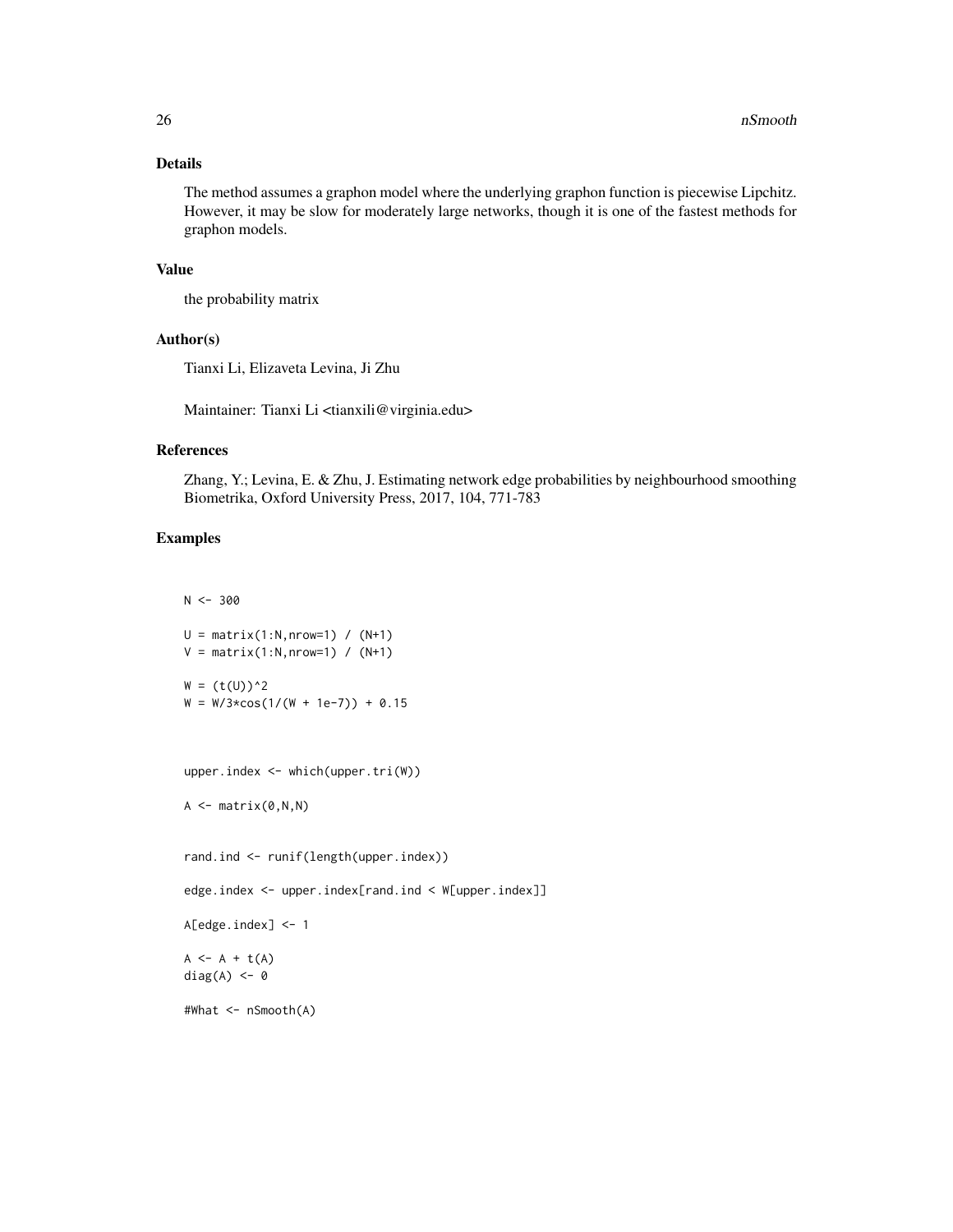## Details

The method assumes a graphon model where the underlying graphon function is piecewise Lipchitz. However, it may be slow for moderately large networks, though it is one of the fastest methods for graphon models.

## Value

the probability matrix

## Author(s)

Tianxi Li, Elizaveta Levina, Ji Zhu

Maintainer: Tianxi Li <tianxili@virginia.edu>

## References

Zhang, Y.; Levina, E. & Zhu, J. Estimating network edge probabilities by neighbourhood smoothing Biometrika, Oxford University Press, 2017, 104, 771-783

## Examples

```
N <- 300

U = matrix(1:N,nrow=1) / (N+1)
V = matrix(1:N,nrow=1) / (N+1)

W = (t(U))^2
W = W/3*cos(1/(W + 1e-7)) + 0.15



upper.index <- which(upper.tri(W))

A <- matrix(0,N,N)


rand.ind <- runif(length(upper.index))

edge.index <- upper.index[rand.ind < W[upper.index]]

A[edge.index] <- 1

A <- A + t(A)
diag(A) <- 0

#What <- nSmooth(A)
```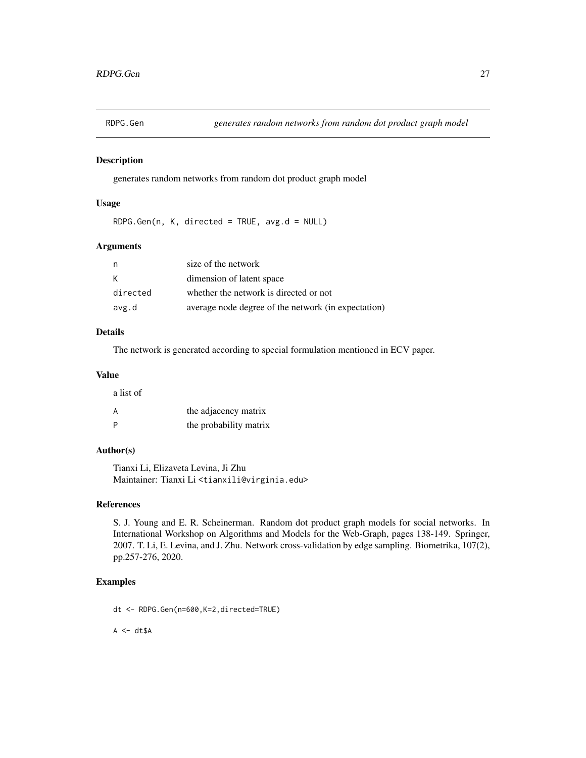## RDPG.Gen *generates random networks from random dot product graph model*

### Description

generates random networks from random dot product graph model

### Usage

```
RDPG.Gen(n, K, directed = TRUE, avg.d = NULL)
```

### Arguments

| | |
|---|---|
| n | size of the network |
| K | dimension of latent space |
| directed | whether the network is directed or not |
| avg.d | average node degree of the network (in expectation) |

### Details

The network is generated according to special formulation mentioned in ECV paper.

### Value

a list of

| | |
|---|---|
| A | the adjacency matrix |
| P | the probability matrix |

### Author(s)

Tianxi Li, Elizaveta Levina, Ji Zhu
Maintainer: Tianxi Li <tianxili@virginia.edu>

### References

S. J. Young and E. R. Scheinerman. Random dot product graph models for social networks. In International Workshop on Algorithms and Models for the Web-Graph, pages 138-149. Springer, 2007. T. Li, E. Levina, and J. Zhu. Network cross-validation by edge sampling. Biometrika, 107(2), pp.257-276, 2020.

### Examples

```
dt <- RDPG.Gen(n=600,K=2,directed=TRUE)

A <- dt$A
```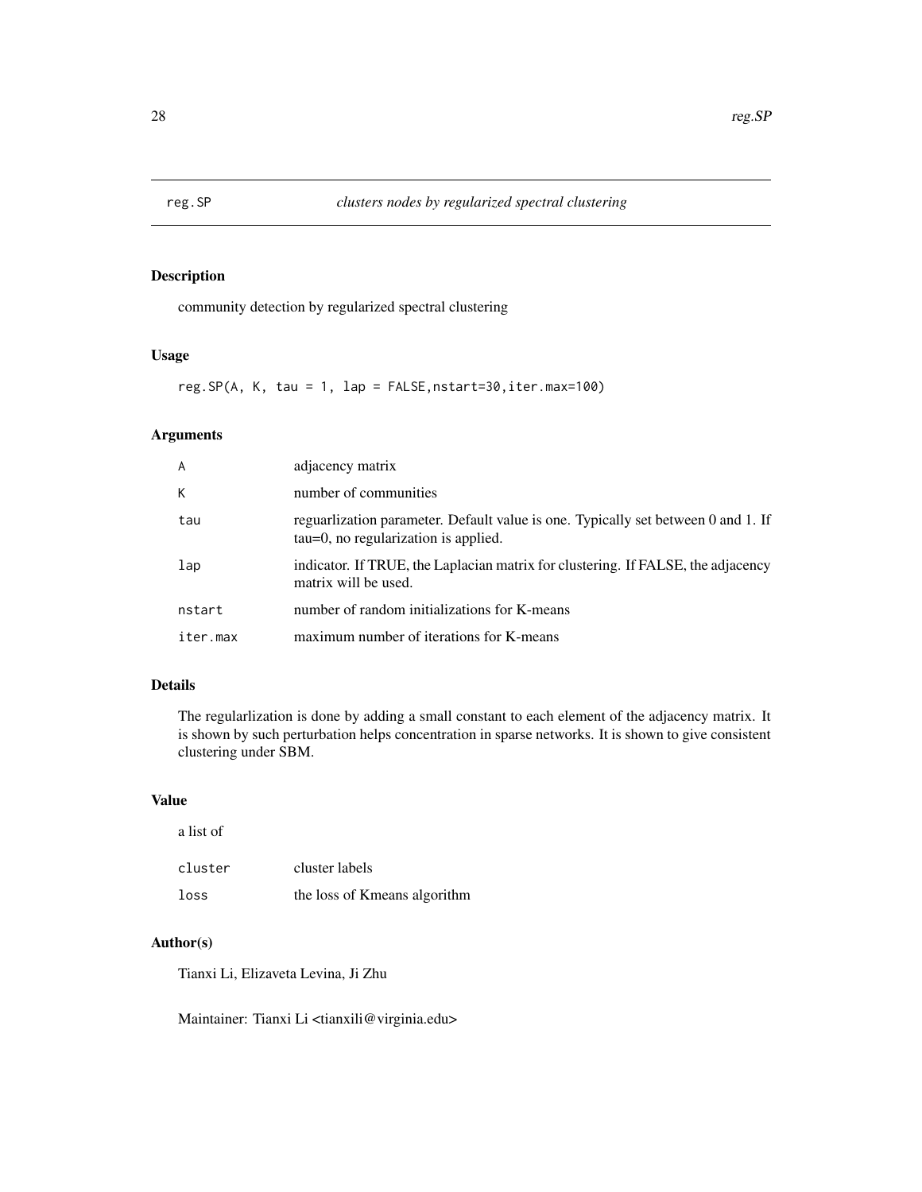reg.SP *clusters nodes by regularized spectral clustering*

## Description

community detection by regularized spectral clustering

## Usage

```
reg.SP(A, K, tau = 1, lap = FALSE,nstart=30,iter.max=100)
```

## Arguments

| | |
|---|---|
| A | adjacency matrix |
| K | number of communities |
| tau | reguarlization parameter. Default value is one. Typically set between 0 and 1. If tau=0, no regularization is applied. |
| lap | indicator. If TRUE, the Laplacian matrix for clustering. If FALSE, the adjacency matrix will be used. |
| nstart | number of random initializations for K-means |
| iter.max | maximum number of iterations for K-means |

## Details

The regularlization is done by adding a small constant to each element of the adjacency matrix. It is shown by such perturbation helps concentration in sparse networks. It is shown to give consistent clustering under SBM.

## Value

a list of

| | |
|---|---|
| cluster | cluster labels |
| loss | the loss of Kmeans algorithm |

## Author(s)

Tianxi Li, Elizaveta Levina, Ji Zhu

Maintainer: Tianxi Li <tianxili@virginia.edu>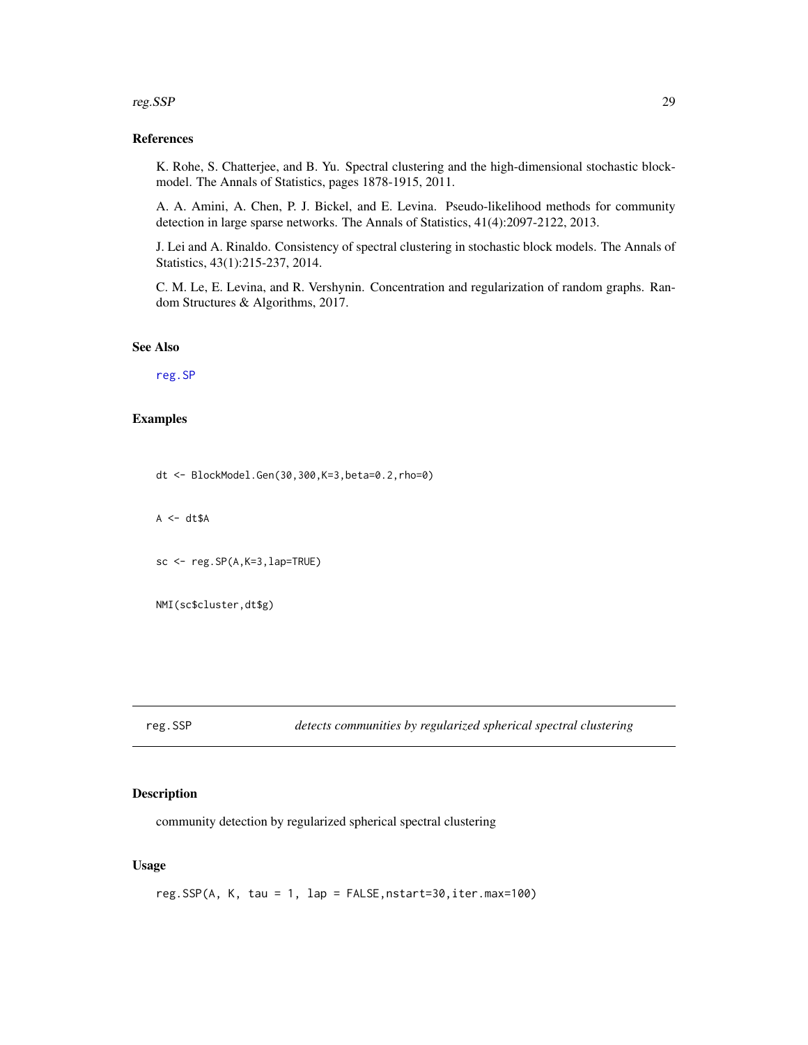## References

K. Rohe, S. Chatterjee, and B. Yu. Spectral clustering and the high-dimensional stochastic blockmodel. The Annals of Statistics, pages 1878-1915, 2011.

A. A. Amini, A. Chen, P. J. Bickel, and E. Levina. Pseudo-likelihood methods for community detection in large sparse networks. The Annals of Statistics, 41(4):2097-2122, 2013.

J. Lei and A. Rinaldo. Consistency of spectral clustering in stochastic block models. The Annals of Statistics, 43(1):215-237, 2014.

C. M. Le, E. Levina, and R. Vershynin. Concentration and regularization of random graphs. Random Structures & Algorithms, 2017.

## See Also

reg.SP

## Examples

```
dt <- BlockModel.Gen(30,300,K=3,beta=0.2,rho=0)

A <- dt$A

sc <- reg.SP(A,K=3,lap=TRUE)

NMI(sc$cluster,dt$g)
```

---

# reg.SSP — *detects communities by regularized spherical spectral clustering*

## Description

community detection by regularized spherical spectral clustering

## Usage

```
reg.SSP(A, K, tau = 1, lap = FALSE,nstart=30,iter.max=100)
```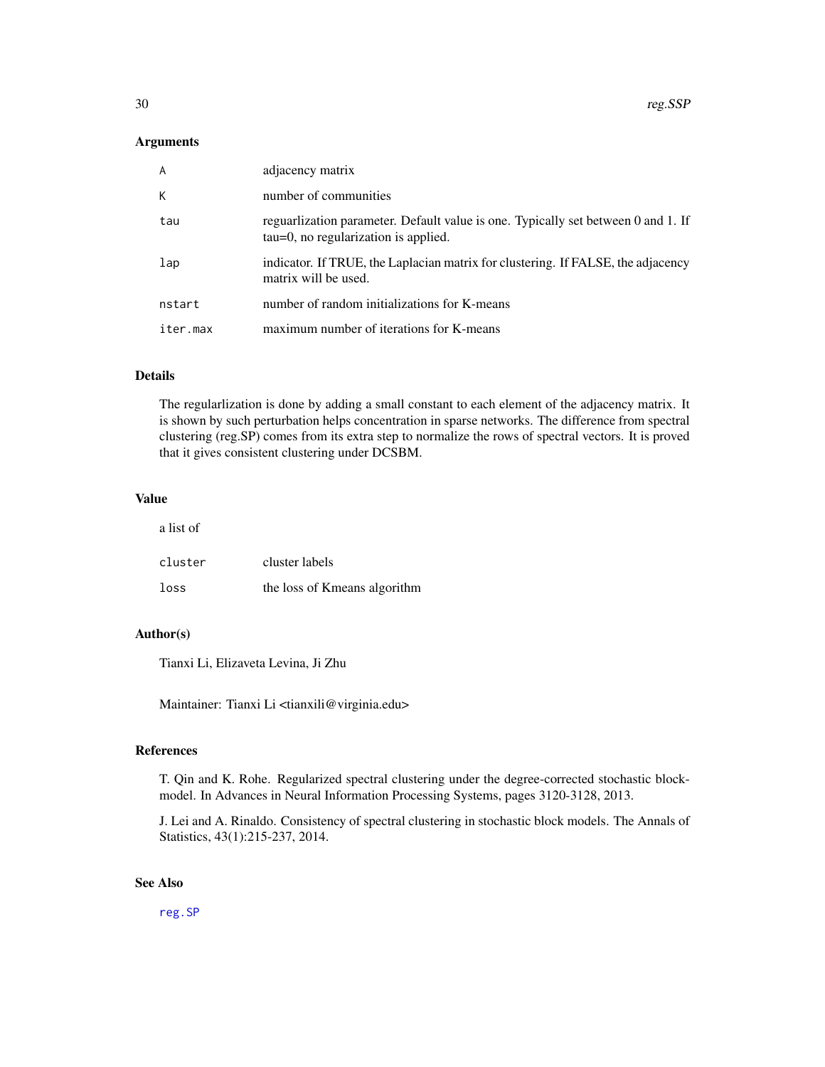### Arguments

| | |
|---|---|
| A | adjacency matrix |
| K | number of communities |
| tau | reguarlization parameter. Default value is one. Typically set between 0 and 1. If tau=0, no regularization is applied. |
| lap | indicator. If TRUE, the Laplacian matrix for clustering. If FALSE, the adjacency matrix will be used. |
| nstart | number of random initializations for K-means |
| iter.max | maximum number of iterations for K-means |

### Details

The regularlization is done by adding a small constant to each element of the adjacency matrix. It is shown by such perturbation helps concentration in sparse networks. The difference from spectral clustering (reg.SP) comes from its extra step to normalize the rows of spectral vectors. It is proved that it gives consistent clustering under DCSBM.

### Value

a list of

| | |
|---|---|
| cluster | cluster labels |
| loss | the loss of Kmeans algorithm |

### Author(s)

Tianxi Li, Elizaveta Levina, Ji Zhu

Maintainer: Tianxi Li <tianxili@virginia.edu>

### References

T. Qin and K. Rohe. Regularized spectral clustering under the degree-corrected stochastic blockmodel. In Advances in Neural Information Processing Systems, pages 3120-3128, 2013.

J. Lei and A. Rinaldo. Consistency of spectral clustering in stochastic block models. The Annals of Statistics, 43(1):215-237, 2014.

### See Also

reg.SP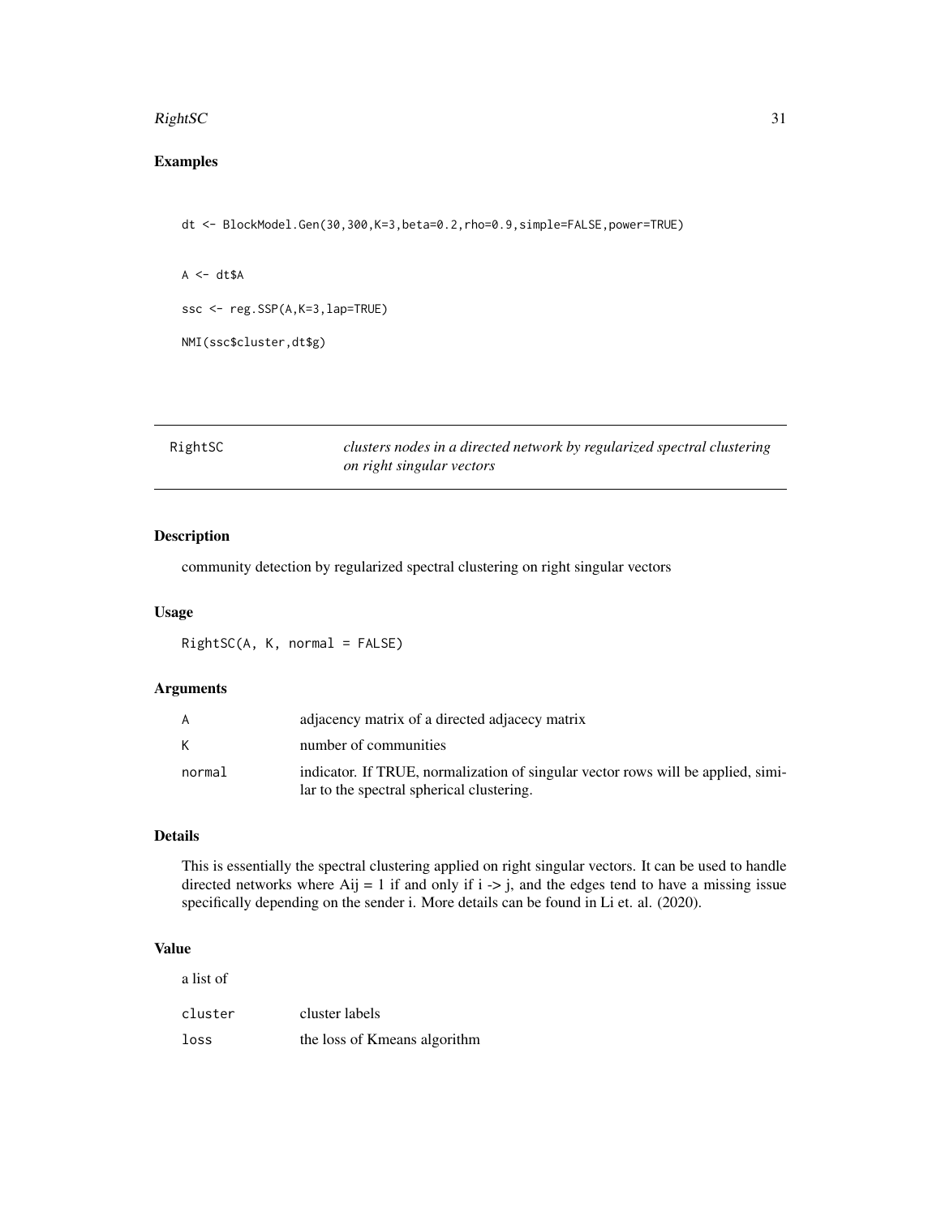## Examples

```
dt <- BlockModel.Gen(30,300,K=3,beta=0.2,rho=0.9,simple=FALSE,power=TRUE)

A <- dt$A

ssc <- reg.SSP(A,K=3,lap=TRUE)

NMI(ssc$cluster,dt$g)
```

---

# RightSC *clusters nodes in a directed network by regularized spectral clustering on right singular vectors*

---

## Description

community detection by regularized spectral clustering on right singular vectors

## Usage

```
RightSC(A, K, normal = FALSE)
```

## Arguments

| | |
|---|---|
| `A` | adjacency matrix of a directed adjacecy matrix |
| `K` | number of communities |
| `normal` | indicator. If TRUE, normalization of singular vector rows will be applied, similar to the spectral spherical clustering. |

## Details

This is essentially the spectral clustering applied on right singular vectors. It can be used to handle directed networks where Aij = 1 if and only if i -> j, and the edges tend to have a missing issue specifically depending on the sender i. More details can be found in Li et. al. (2020).

## Value

a list of

| | |
|---|---|
| `cluster` | cluster labels |
| `loss` | the loss of Kmeans algorithm |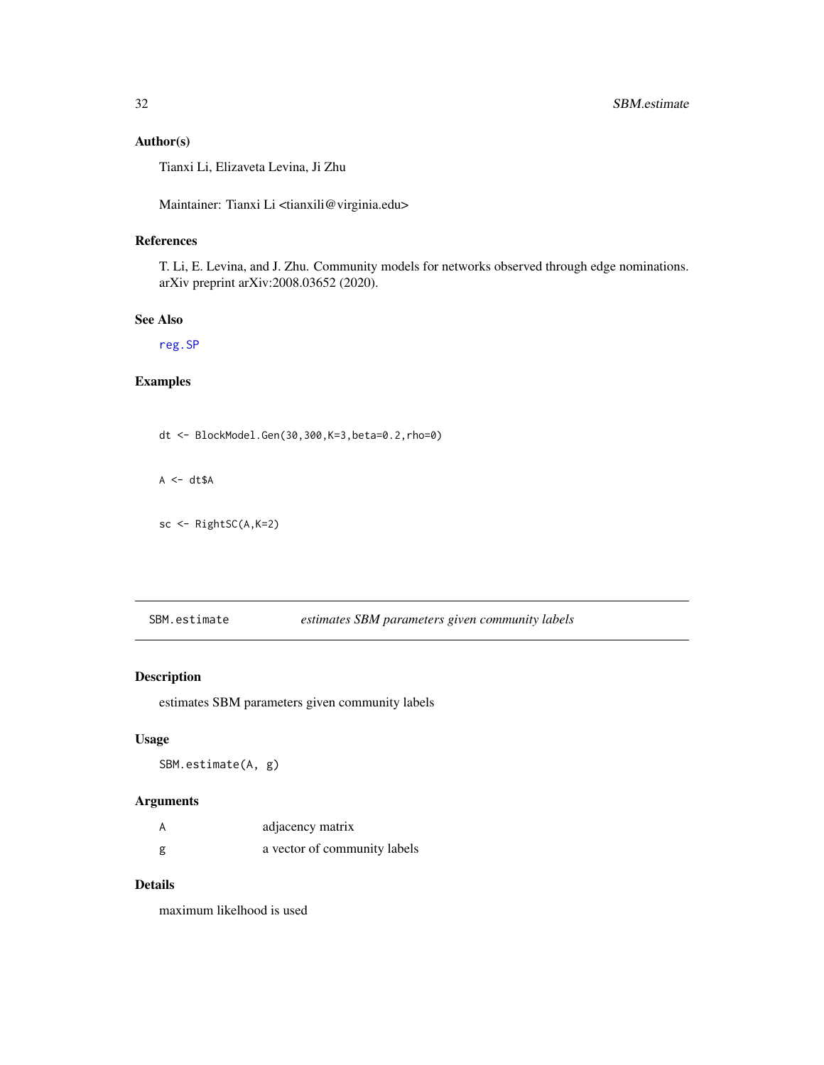## Author(s)

Tianxi Li, Elizaveta Levina, Ji Zhu

Maintainer: Tianxi Li <tianxili@virginia.edu>

## References

T. Li, E. Levina, and J. Zhu. Community models for networks observed through edge nominations. arXiv preprint arXiv:2008.03652 (2020).

## See Also

reg.SP

## Examples

```
dt <- BlockModel.Gen(30,300,K=3,beta=0.2,rho=0)

A <- dt$A

sc <- RightSC(A,K=2)
```

---

# SBM.estimate *estimates SBM parameters given community labels*

## Description

estimates SBM parameters given community labels

## Usage

```
SBM.estimate(A, g)
```

## Arguments

| | |
|---|---|
| A | adjacency matrix |
| g | a vector of community labels |

## Details

maximum likelhood is used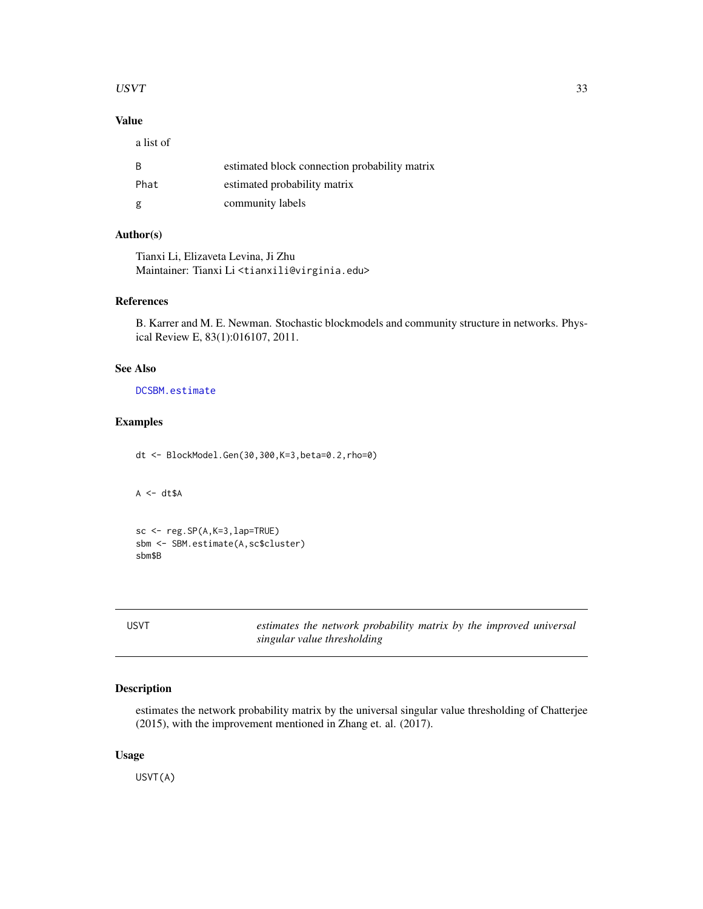## Value

a list of

| | |
|---|---|
| B | estimated block connection probability matrix |
| Phat | estimated probability matrix |
| g | community labels |

## Author(s)

Tianxi Li, Elizaveta Levina, Ji Zhu
Maintainer: Tianxi Li <tianxili@virginia.edu>

## References

B. Karrer and M. E. Newman. Stochastic blockmodels and community structure in networks. Physical Review E, 83(1):016107, 2011.

## See Also

DCSBM.estimate

## Examples

```
dt <- BlockModel.Gen(30,300,K=3,beta=0.2,rho=0)


A <- dt$A


sc <- reg.SP(A,K=3,lap=TRUE)
sbm <- SBM.estimate(A,sc$cluster)
sbm$B
```

---

# USVT — *estimates the network probability matrix by the improved universal singular value thresholding*

## Description

estimates the network probability matrix by the universal singular value thresholding of Chatterjee (2015), with the improvement mentioned in Zhang et. al. (2017).

## Usage

```
USVT(A)
```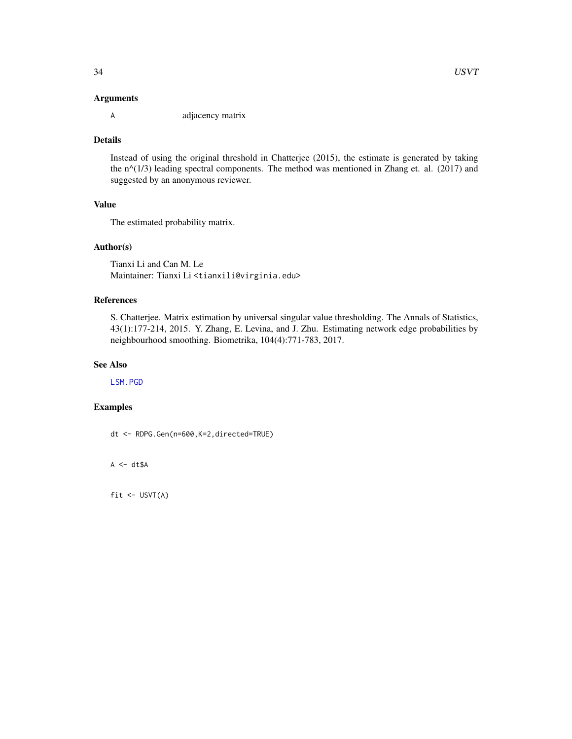### Arguments

A adjacency matrix

### Details

Instead of using the original threshold in Chatterjee (2015), the estimate is generated by taking the n^(1/3) leading spectral components. The method was mentioned in Zhang et. al. (2017) and suggested by an anonymous reviewer.

### Value

The estimated probability matrix.

### Author(s)

Tianxi Li and Can M. Le  
Maintainer: Tianxi Li <tianxili@virginia.edu>

### References

S. Chatterjee. Matrix estimation by universal singular value thresholding. The Annals of Statistics, 43(1):177-214, 2015. Y. Zhang, E. Levina, and J. Zhu. Estimating network edge probabilities by neighbourhood smoothing. Biometrika, 104(4):771-783, 2017.

### See Also

LSM.PGD

### Examples

```
dt <- RDPG.Gen(n=600,K=2,directed=TRUE)


A <- dt$A


fit <- USVT(A)
```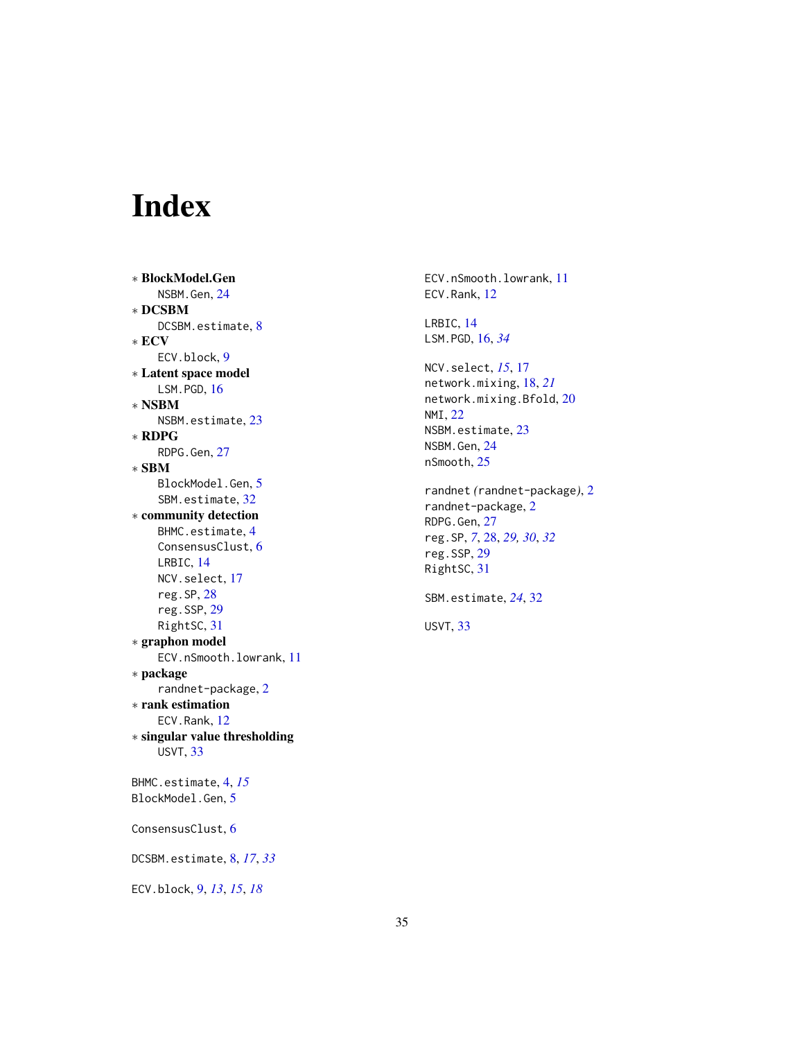# Index

* **BlockModel.Gen**
  - NSBM.Gen, 24
* **DCSBM**
  - DCSBM.estimate, 8
* **ECV**
  - ECV.block, 9
* **Latent space model**
  - LSM.PGD, 16
* **NSBM**
  - NSBM.estimate, 23
* **RDPG**
  - RDPG.Gen, 27
* **SBM**
  - BlockModel.Gen, 5
  - SBM.estimate, 32
* **community detection**
  - BHMC.estimate, 4
  - ConsensusClust, 6
  - LRBIC, 14
  - NCV.select, 17
  - reg.SP, 28
  - reg.SSP, 29
  - RightSC, 31
* **graphon model**
  - ECV.nSmooth.lowrank, 11
* **package**
  - randnet-package, 2
* **rank estimation**
  - ECV.Rank, 12
* **singular value thresholding**
  - USVT, 33

BHMC.estimate, 4, *15*
BlockModel.Gen, 5

ConsensusClust, 6

DCSBM.estimate, 8, *17*, *33*

ECV.block, 9, *13*, *15*, *18*
ECV.nSmooth.lowrank, 11
ECV.Rank, 12

LRBIC, 14
LSM.PGD, 16, *34*

NCV.select, *15*, 17
network.mixing, 18, *21*
network.mixing.Bfold, 20
NMI, 22
NSBM.estimate, 23
NSBM.Gen, 24
nSmooth, 25

randnet *(*randnet-package*)*, 2
randnet-package, 2
RDPG.Gen, 27
reg.SP, *7*, 28, *29, 30*, *32*
reg.SSP, 29
RightSC, 31

SBM.estimate, *24*, 32

USVT, 33